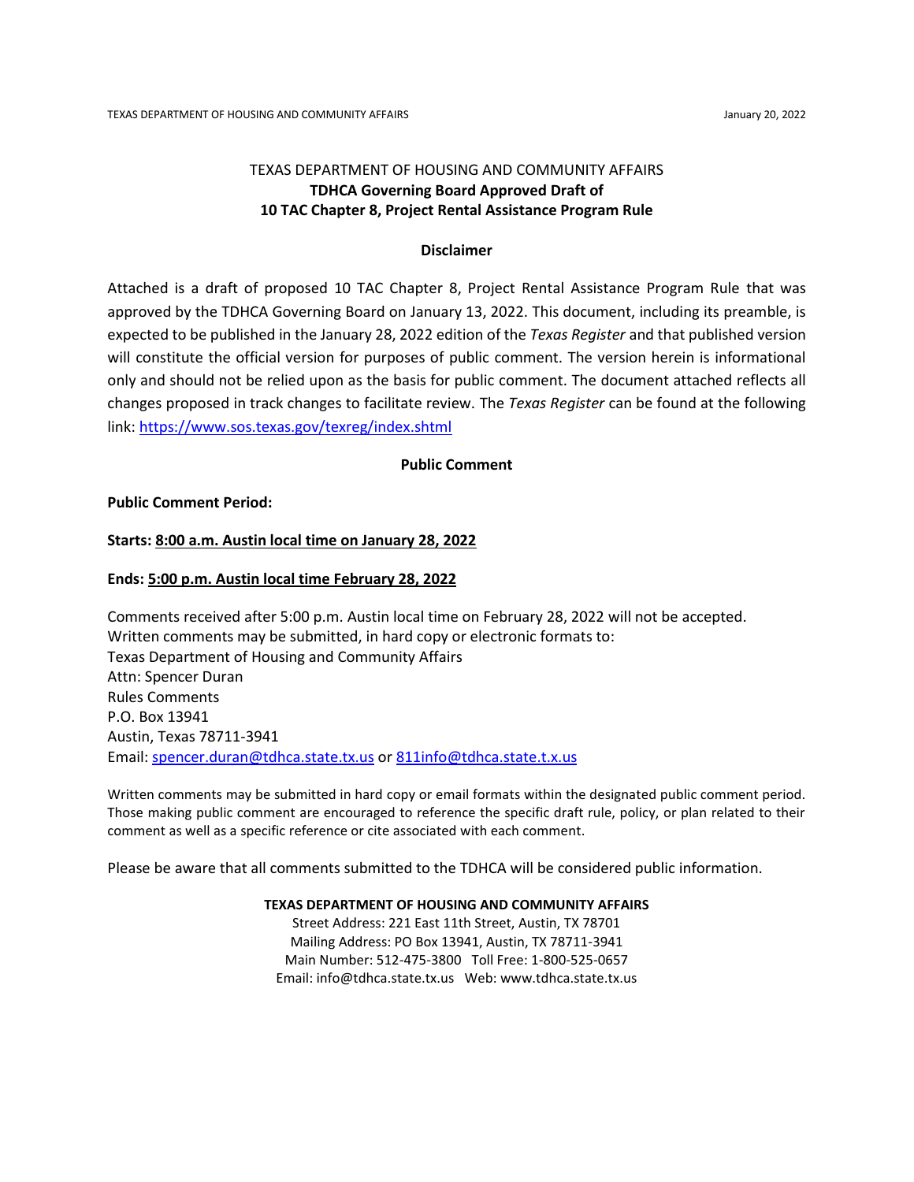TEXAS DEPARTMENT OF HOUSING AND COMMUNITY AFFAIRS January 20, 2022

TEXAS DEPARTMENT OF HOUSING AND COMMUNITY AFFAIRS
**TDHCA Governing Board Approved Draft of**
**10 TAC Chapter 8, Project Rental Assistance Program Rule**

**Disclaimer**

Attached is a draft of proposed 10 TAC Chapter 8, Project Rental Assistance Program Rule that was approved by the TDHCA Governing Board on January 13, 2022. This document, including its preamble, is expected to be published in the January 28, 2022 edition of the *Texas Register* and that published version will constitute the official version for purposes of public comment. The version herein is informational only and should not be relied upon as the basis for public comment. The document attached reflects all changes proposed in track changes to facilitate review. The *Texas Register* can be found at the following link: https://www.sos.texas.gov/texreg/index.shtml

**Public Comment**

**Public Comment Period:**

**Starts: 8:00 a.m. Austin local time on January 28, 2022**

**Ends: 5:00 p.m. Austin local time February 28, 2022**

Comments received after 5:00 p.m. Austin local time on February 28, 2022 will not be accepted.
Written comments may be submitted, in hard copy or electronic formats to:
Texas Department of Housing and Community Affairs
Attn: Spencer Duran
Rules Comments
P.O. Box 13941
Austin, Texas 78711-3941
Email: spencer.duran@tdhca.state.tx.us or 811info@tdhca.state.t.x.us

Written comments may be submitted in hard copy or email formats within the designated public comment period. Those making public comment are encouraged to reference the specific draft rule, policy, or plan related to their comment as well as a specific reference or cite associated with each comment.

Please be aware that all comments submitted to the TDHCA will be considered public information.

**TEXAS DEPARTMENT OF HOUSING AND COMMUNITY AFFAIRS**
Street Address: 221 East 11th Street, Austin, TX 78701
Mailing Address: PO Box 13941, Austin, TX 78711-3941
Main Number: 512-475-3800 Toll Free: 1-800-525-0657
Email: info@tdhca.state.tx.us Web: www.tdhca.state.tx.us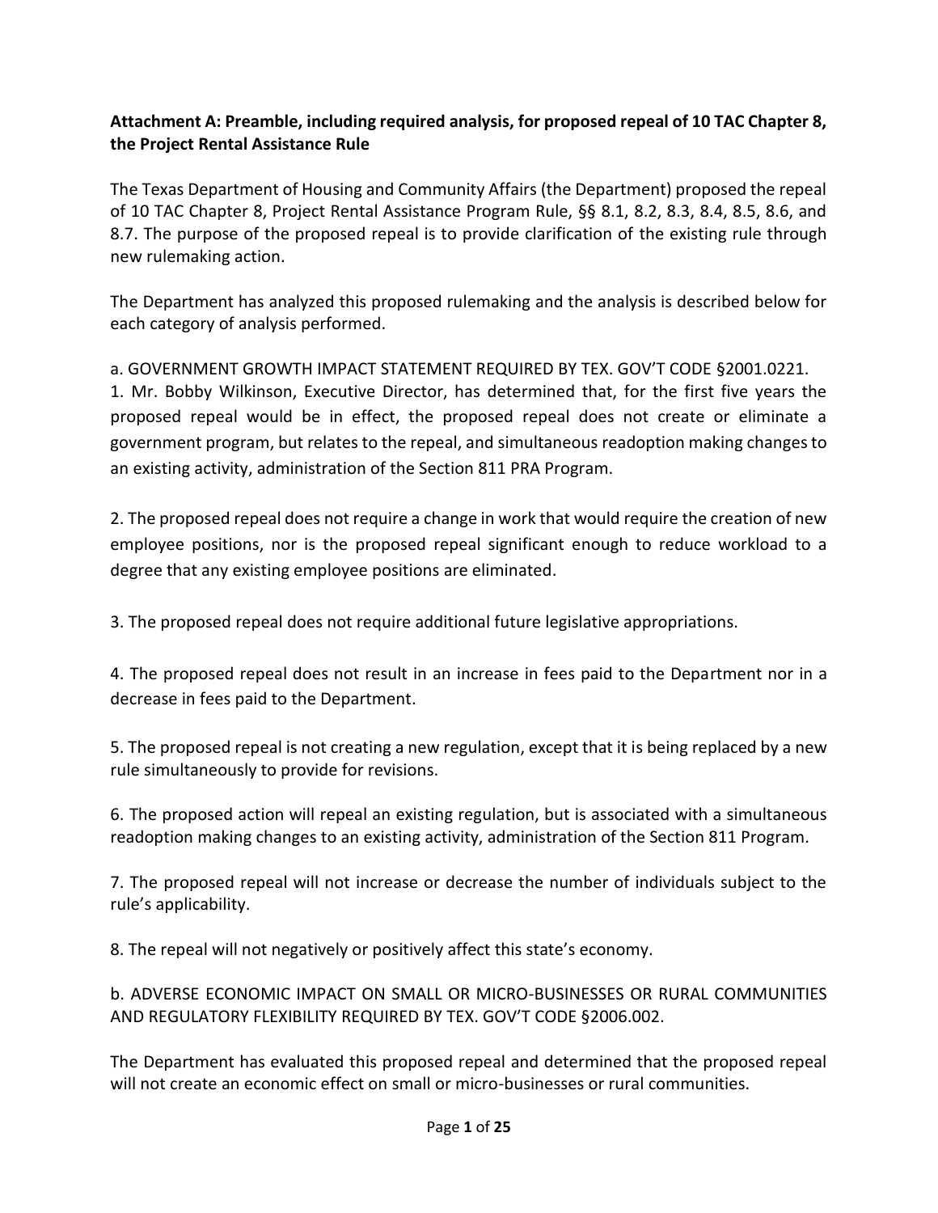**Attachment A: Preamble, including required analysis, for proposed repeal of 10 TAC Chapter 8, the Project Rental Assistance Rule**

The Texas Department of Housing and Community Affairs (the Department) proposed the repeal of 10 TAC Chapter 8, Project Rental Assistance Program Rule, §§ 8.1, 8.2, 8.3, 8.4, 8.5, 8.6, and 8.7. The purpose of the proposed repeal is to provide clarification of the existing rule through new rulemaking action.

The Department has analyzed this proposed rulemaking and the analysis is described below for each category of analysis performed.

a. GOVERNMENT GROWTH IMPACT STATEMENT REQUIRED BY TEX. GOV'T CODE §2001.0221.

1. Mr. Bobby Wilkinson, Executive Director, has determined that, for the first five years the proposed repeal would be in effect, the proposed repeal does not create or eliminate a government program, but relates to the repeal, and simultaneous readoption making changes to an existing activity, administration of the Section 811 PRA Program.

2. The proposed repeal does not require a change in work that would require the creation of new employee positions, nor is the proposed repeal significant enough to reduce workload to a degree that any existing employee positions are eliminated.

3. The proposed repeal does not require additional future legislative appropriations.

4. The proposed repeal does not result in an increase in fees paid to the Department nor in a decrease in fees paid to the Department.

5. The proposed repeal is not creating a new regulation, except that it is being replaced by a new rule simultaneously to provide for revisions.

6. The proposed action will repeal an existing regulation, but is associated with a simultaneous readoption making changes to an existing activity, administration of the Section 811 Program.

7. The proposed repeal will not increase or decrease the number of individuals subject to the rule's applicability.

8. The repeal will not negatively or positively affect this state's economy.

b. ADVERSE ECONOMIC IMPACT ON SMALL OR MICRO-BUSINESSES OR RURAL COMMUNITIES AND REGULATORY FLEXIBILITY REQUIRED BY TEX. GOV'T CODE §2006.002.

The Department has evaluated this proposed repeal and determined that the proposed repeal will not create an economic effect on small or micro-businesses or rural communities.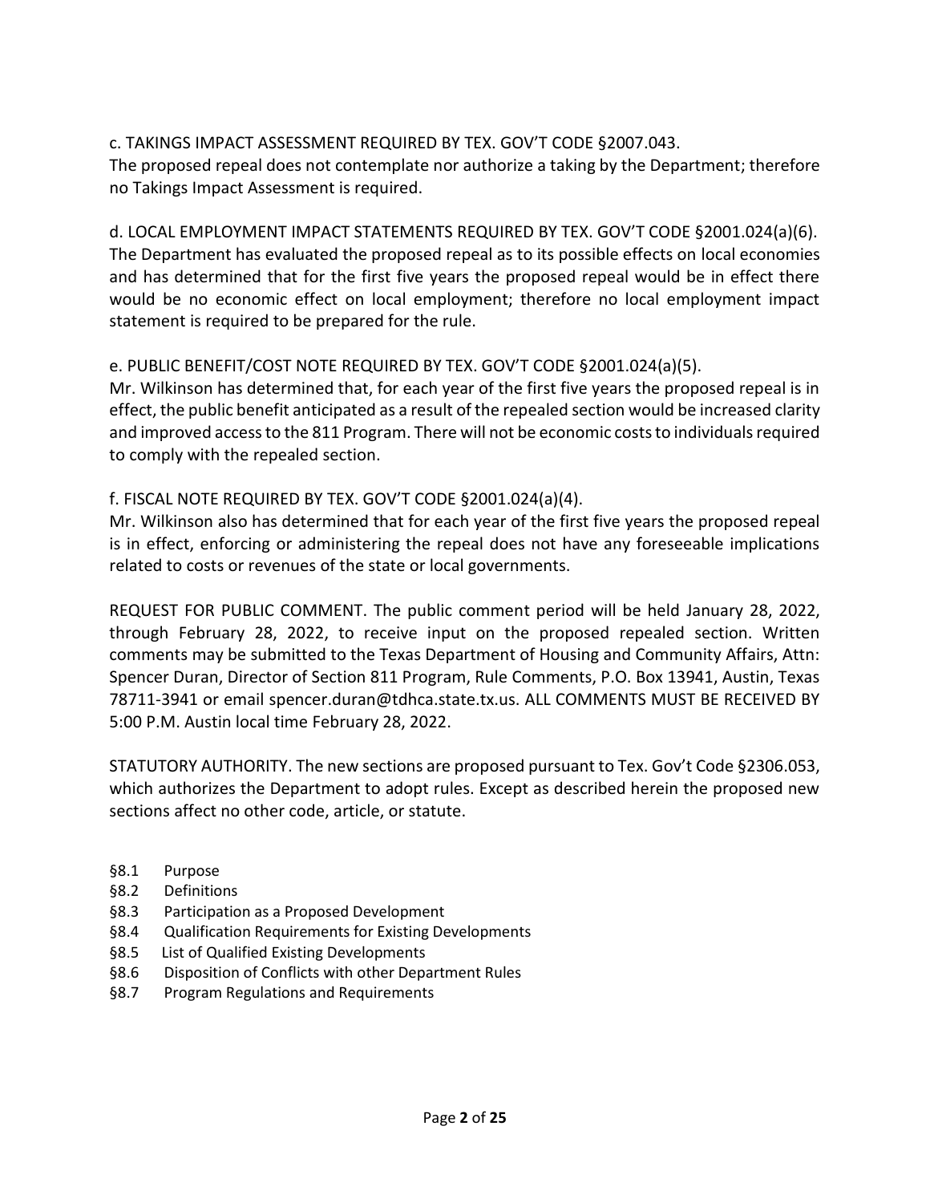c. TAKINGS IMPACT ASSESSMENT REQUIRED BY TEX. GOV'T CODE §2007.043.
The proposed repeal does not contemplate nor authorize a taking by the Department; therefore no Takings Impact Assessment is required.

d. LOCAL EMPLOYMENT IMPACT STATEMENTS REQUIRED BY TEX. GOV'T CODE §2001.024(a)(6).
The Department has evaluated the proposed repeal as to its possible effects on local economies and has determined that for the first five years the proposed repeal would be in effect there would be no economic effect on local employment; therefore no local employment impact statement is required to be prepared for the rule.

e. PUBLIC BENEFIT/COST NOTE REQUIRED BY TEX. GOV'T CODE §2001.024(a)(5).
Mr. Wilkinson has determined that, for each year of the first five years the proposed repeal is in effect, the public benefit anticipated as a result of the repealed section would be increased clarity and improved access to the 811 Program. There will not be economic costs to individuals required to comply with the repealed section.

f. FISCAL NOTE REQUIRED BY TEX. GOV'T CODE §2001.024(a)(4).
Mr. Wilkinson also has determined that for each year of the first five years the proposed repeal is in effect, enforcing or administering the repeal does not have any foreseeable implications related to costs or revenues of the state or local governments.

REQUEST FOR PUBLIC COMMENT. The public comment period will be held January 28, 2022, through February 28, 2022, to receive input on the proposed repealed section. Written comments may be submitted to the Texas Department of Housing and Community Affairs, Attn: Spencer Duran, Director of Section 811 Program, Rule Comments, P.O. Box 13941, Austin, Texas 78711-3941 or email spencer.duran@tdhca.state.tx.us. ALL COMMENTS MUST BE RECEIVED BY 5:00 P.M. Austin local time February 28, 2022.

STATUTORY AUTHORITY. The new sections are proposed pursuant to Tex. Gov't Code §2306.053, which authorizes the Department to adopt rules. Except as described herein the proposed new sections affect no other code, article, or statute.

§8.1 Purpose
§8.2 Definitions
§8.3 Participation as a Proposed Development
§8.4 Qualification Requirements for Existing Developments
§8.5 List of Qualified Existing Developments
§8.6 Disposition of Conflicts with other Department Rules
§8.7 Program Regulations and Requirements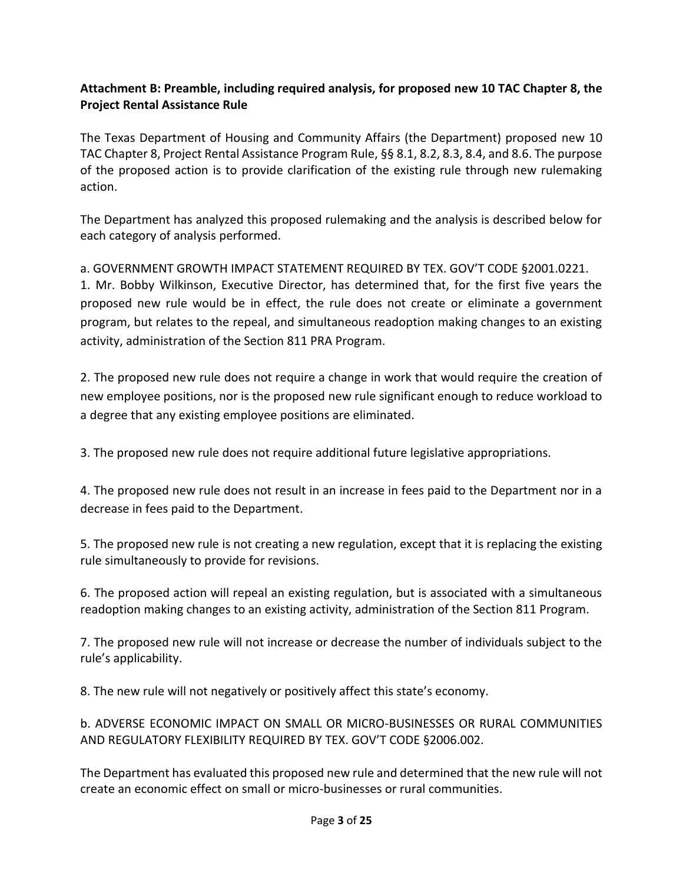**Attachment B: Preamble, including required analysis, for proposed new 10 TAC Chapter 8, the Project Rental Assistance Rule**

The Texas Department of Housing and Community Affairs (the Department) proposed new 10 TAC Chapter 8, Project Rental Assistance Program Rule, §§ 8.1, 8.2, 8.3, 8.4, and 8.6. The purpose of the proposed action is to provide clarification of the existing rule through new rulemaking action.

The Department has analyzed this proposed rulemaking and the analysis is described below for each category of analysis performed.

a. GOVERNMENT GROWTH IMPACT STATEMENT REQUIRED BY TEX. GOV'T CODE §2001.0221.

1. Mr. Bobby Wilkinson, Executive Director, has determined that, for the first five years the proposed new rule would be in effect, the rule does not create or eliminate a government program, but relates to the repeal, and simultaneous readoption making changes to an existing activity, administration of the Section 811 PRA Program.

2. The proposed new rule does not require a change in work that would require the creation of new employee positions, nor is the proposed new rule significant enough to reduce workload to a degree that any existing employee positions are eliminated.

3. The proposed new rule does not require additional future legislative appropriations.

4. The proposed new rule does not result in an increase in fees paid to the Department nor in a decrease in fees paid to the Department.

5. The proposed new rule is not creating a new regulation, except that it is replacing the existing rule simultaneously to provide for revisions.

6. The proposed action will repeal an existing regulation, but is associated with a simultaneous readoption making changes to an existing activity, administration of the Section 811 Program.

7. The proposed new rule will not increase or decrease the number of individuals subject to the rule's applicability.

8. The new rule will not negatively or positively affect this state's economy.

b. ADVERSE ECONOMIC IMPACT ON SMALL OR MICRO-BUSINESSES OR RURAL COMMUNITIES AND REGULATORY FLEXIBILITY REQUIRED BY TEX. GOV'T CODE §2006.002.

The Department has evaluated this proposed new rule and determined that the new rule will not create an economic effect on small or micro-businesses or rural communities.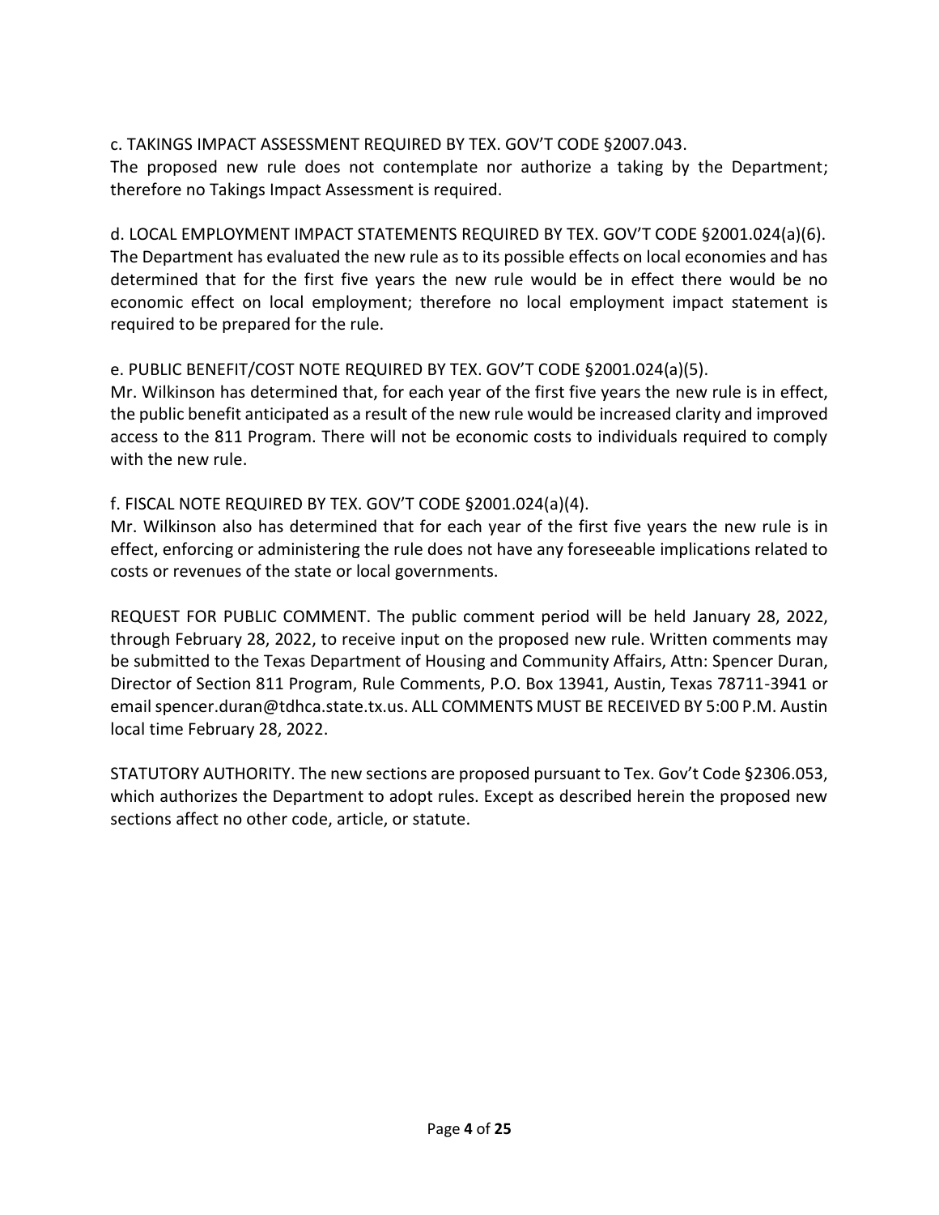c. TAKINGS IMPACT ASSESSMENT REQUIRED BY TEX. GOV'T CODE §2007.043.
The proposed new rule does not contemplate nor authorize a taking by the Department; therefore no Takings Impact Assessment is required.

d. LOCAL EMPLOYMENT IMPACT STATEMENTS REQUIRED BY TEX. GOV'T CODE §2001.024(a)(6).
The Department has evaluated the new rule as to its possible effects on local economies and has determined that for the first five years the new rule would be in effect there would be no economic effect on local employment; therefore no local employment impact statement is required to be prepared for the rule.

e. PUBLIC BENEFIT/COST NOTE REQUIRED BY TEX. GOV'T CODE §2001.024(a)(5).
Mr. Wilkinson has determined that, for each year of the first five years the new rule is in effect, the public benefit anticipated as a result of the new rule would be increased clarity and improved access to the 811 Program. There will not be economic costs to individuals required to comply with the new rule.

f. FISCAL NOTE REQUIRED BY TEX. GOV'T CODE §2001.024(a)(4).
Mr. Wilkinson also has determined that for each year of the first five years the new rule is in effect, enforcing or administering the rule does not have any foreseeable implications related to costs or revenues of the state or local governments.

REQUEST FOR PUBLIC COMMENT. The public comment period will be held January 28, 2022, through February 28, 2022, to receive input on the proposed new rule. Written comments may be submitted to the Texas Department of Housing and Community Affairs, Attn: Spencer Duran, Director of Section 811 Program, Rule Comments, P.O. Box 13941, Austin, Texas 78711-3941 or email spencer.duran@tdhca.state.tx.us. ALL COMMENTS MUST BE RECEIVED BY 5:00 P.M. Austin local time February 28, 2022.

STATUTORY AUTHORITY. The new sections are proposed pursuant to Tex. Gov't Code §2306.053, which authorizes the Department to adopt rules. Except as described herein the proposed new sections affect no other code, article, or statute.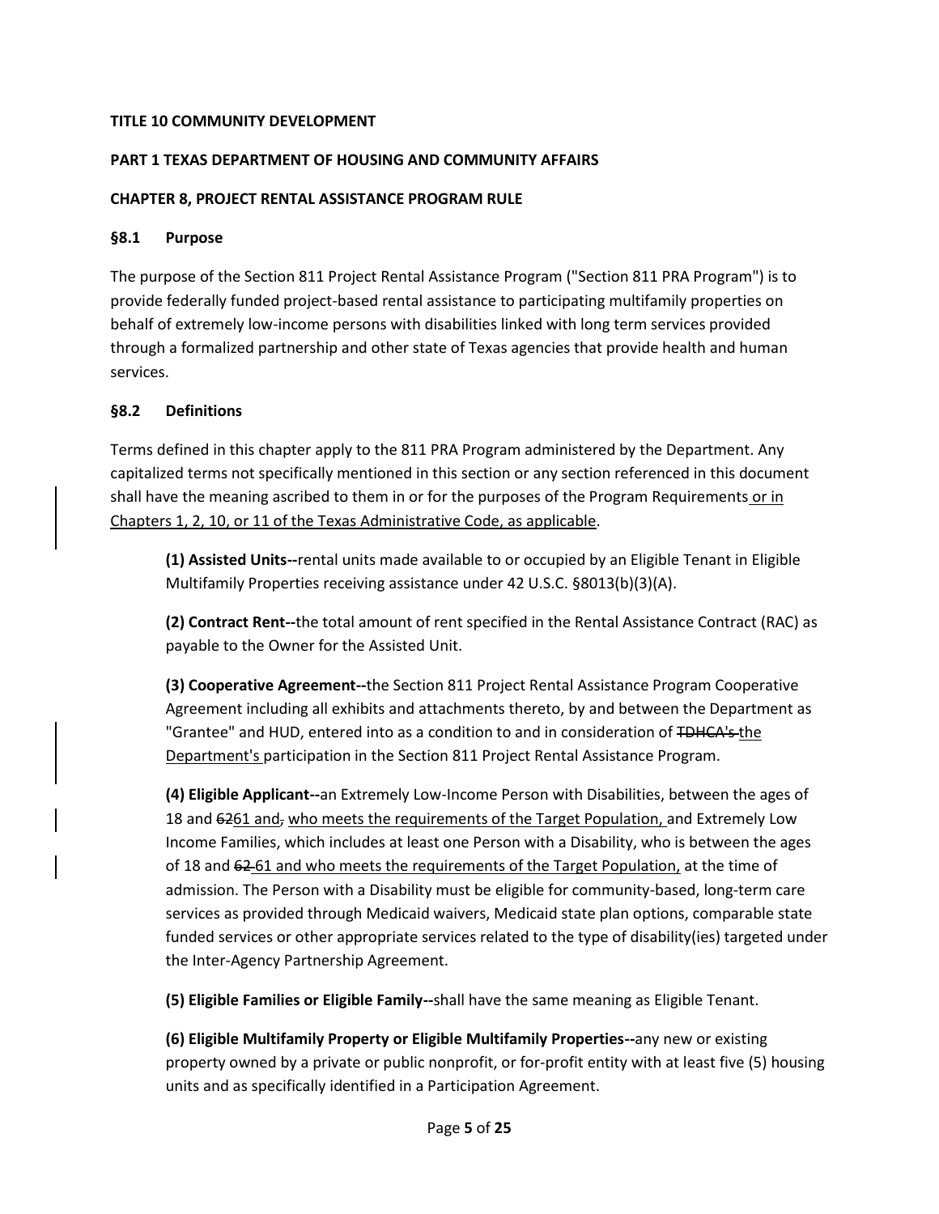**TITLE 10 COMMUNITY DEVELOPMENT**

**PART 1 TEXAS DEPARTMENT OF HOUSING AND COMMUNITY AFFAIRS**

**CHAPTER 8, PROJECT RENTAL ASSISTANCE PROGRAM RULE**

**§8.1 Purpose**

The purpose of the Section 811 Project Rental Assistance Program ("Section 811 PRA Program") is to provide federally funded project-based rental assistance to participating multifamily properties on behalf of extremely low-income persons with disabilities linked with long term services provided through a formalized partnership and other state of Texas agencies that provide health and human services.

**§8.2 Definitions**

Terms defined in this chapter apply to the 811 PRA Program administered by the Department. Any capitalized terms not specifically mentioned in this section or any section referenced in this document shall have the meaning ascribed to them in or for the purposes of the Program Requirements or in Chapters 1, 2, 10, or 11 of the Texas Administrative Code, as applicable.

> **(1) Assisted Units--**rental units made available to or occupied by an Eligible Tenant in Eligible Multifamily Properties receiving assistance under 42 U.S.C. §8013(b)(3)(A).
>
> **(2) Contract Rent--**the total amount of rent specified in the Rental Assistance Contract (RAC) as payable to the Owner for the Assisted Unit.
>
> **(3) Cooperative Agreement--**the Section 811 Project Rental Assistance Program Cooperative Agreement including all exhibits and attachments thereto, by and between the Department as "Grantee" and HUD, entered into as a condition to and in consideration of ~~TDHCA's~~ the Department's participation in the Section 811 Project Rental Assistance Program.
>
> **(4) Eligible Applicant--**an Extremely Low-Income Person with Disabilities, between the ages of 18 and ~~62~~61 and~~,~~ who meets the requirements of the Target Population, and Extremely Low Income Families, which includes at least one Person with a Disability, who is between the ages of 18 and ~~62~~ 61 and who meets the requirements of the Target Population, at the time of admission. The Person with a Disability must be eligible for community-based, long-term care services as provided through Medicaid waivers, Medicaid state plan options, comparable state funded services or other appropriate services related to the type of disability(ies) targeted under the Inter-Agency Partnership Agreement.
>
> **(5) Eligible Families or Eligible Family--**shall have the same meaning as Eligible Tenant.
>
> **(6) Eligible Multifamily Property or Eligible Multifamily Properties--**any new or existing property owned by a private or public nonprofit, or for-profit entity with at least five (5) housing units and as specifically identified in a Participation Agreement.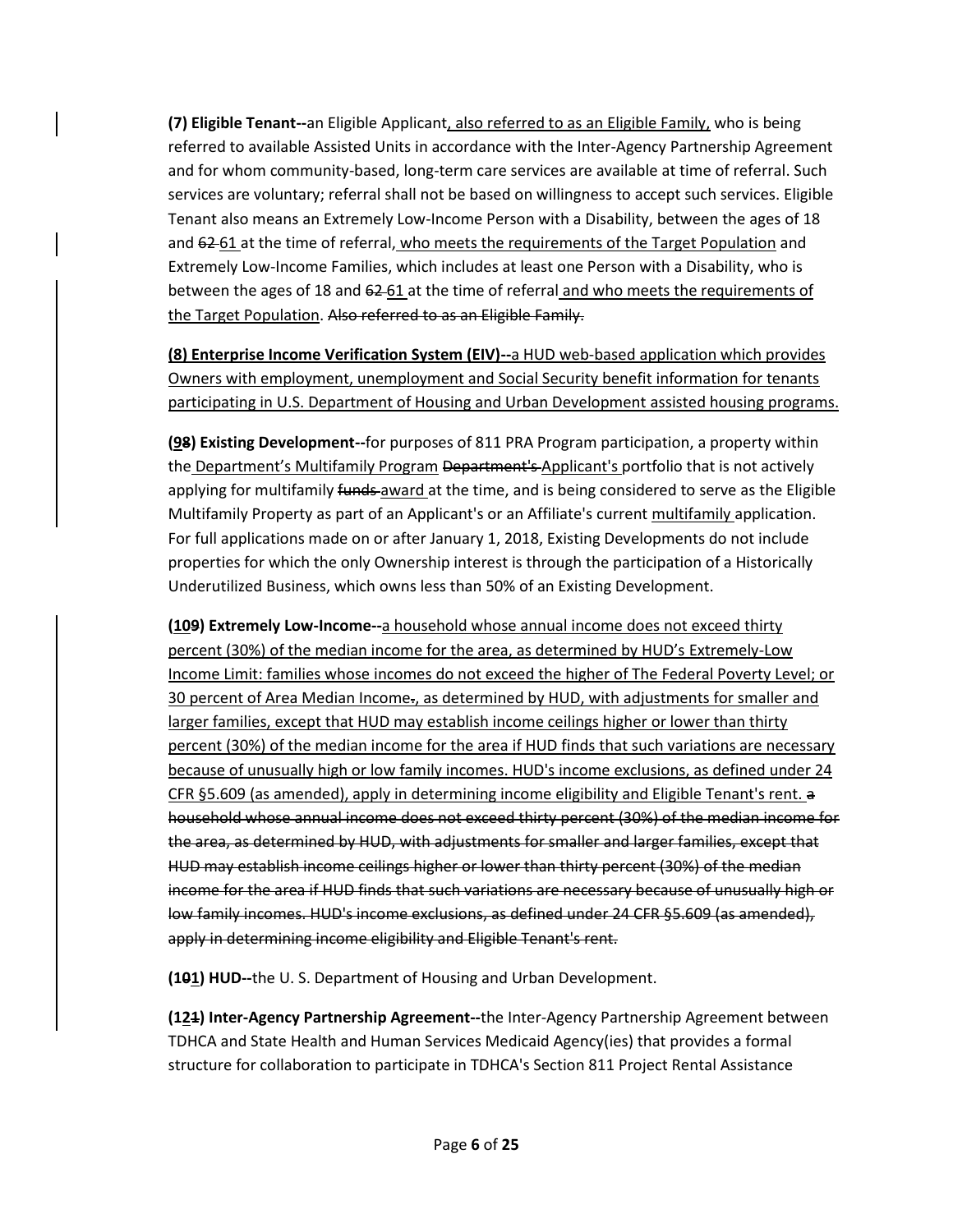**(7) Eligible Tenant--**an Eligible Applicant, also referred to as an Eligible Family, who is being referred to available Assisted Units in accordance with the Inter-Agency Partnership Agreement and for whom community-based, long-term care services are available at time of referral. Such services are voluntary; referral shall not be based on willingness to accept such services. Eligible Tenant also means an Extremely Low-Income Person with a Disability, between the ages of 18 and ~~62~~ 61 at the time of referral, who meets the requirements of the Target Population and Extremely Low-Income Families, which includes at least one Person with a Disability, who is between the ages of 18 and ~~62~~ 61 at the time of referral and who meets the requirements of the Target Population. ~~Also referred to as an Eligible Family.~~

**(8) Enterprise Income Verification System (EIV)--**a HUD web-based application which provides Owners with employment, unemployment and Social Security benefit information for tenants participating in U.S. Department of Housing and Urban Development assisted housing programs.

**(9~~8~~) Existing Development--**for purposes of 811 PRA Program participation, a property within the Department's Multifamily Program ~~Department's~~ Applicant's portfolio that is not actively applying for multifamily ~~funds~~ award at the time, and is being considered to serve as the Eligible Multifamily Property as part of an Applicant's or an Affiliate's current multifamily application. For full applications made on or after January 1, 2018, Existing Developments do not include properties for which the only Ownership interest is through the participation of a Historically Underutilized Business, which owns less than 50% of an Existing Development.

**(10~~9~~) Extremely Low-Income--**a household whose annual income does not exceed thirty percent (30%) of the median income for the area, as determined by HUD's Extremely-Low Income Limit: families whose incomes do not exceed the higher of The Federal Poverty Level; or 30 percent of Area Median Income~~.~~, as determined by HUD, with adjustments for smaller and larger families, except that HUD may establish income ceilings higher or lower than thirty percent (30%) of the median income for the area if HUD finds that such variations are necessary because of unusually high or low family incomes. HUD's income exclusions, as defined under 24 CFR §5.609 (as amended), apply in determining income eligibility and Eligible Tenant's rent. ~~a household whose annual income does not exceed thirty percent (30%) of the median income for the area, as determined by HUD, with adjustments for smaller and larger families, except that HUD may establish income ceilings higher or lower than thirty percent (30%) of the median income for the area if HUD finds that such variations are necessary because of unusually high or low family incomes. HUD's income exclusions, as defined under 24 CFR §5.609 (as amended), apply in determining income eligibility and Eligible Tenant's rent.~~

**(1~~0~~1) HUD--**the U. S. Department of Housing and Urban Development.

**(12~~1~~) Inter-Agency Partnership Agreement--**the Inter-Agency Partnership Agreement between TDHCA and State Health and Human Services Medicaid Agency(ies) that provides a formal structure for collaboration to participate in TDHCA's Section 811 Project Rental Assistance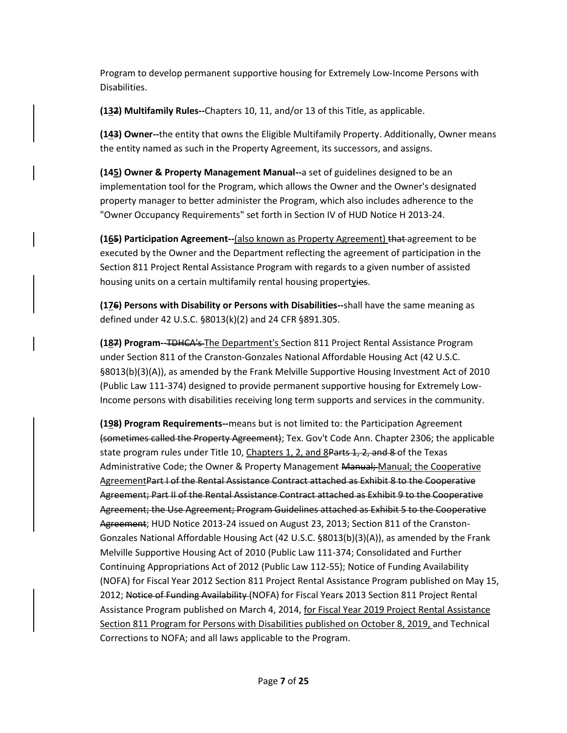Program to develop permanent supportive housing for Extremely Low-Income Persons with Disabilities.

**(132) Multifamily Rules--**Chapters 10, 11, and/or 13 of this Title, as applicable.

**(143) Owner--**the entity that owns the Eligible Multifamily Property. Additionally, Owner means the entity named as such in the Property Agreement, its successors, and assigns.

**(145) Owner & Property Management Manual--**a set of guidelines designed to be an implementation tool for the Program, which allows the Owner and the Owner's designated property manager to better administer the Program, which also includes adherence to the "Owner Occupancy Requirements" set forth in Section IV of HUD Notice H 2013-24.

**(165) Participation Agreement--**(also known as Property Agreement) that agreement to be executed by the Owner and the Department reflecting the agreement of participation in the Section 811 Project Rental Assistance Program with regards to a given number of assisted housing units on a certain multifamily rental housing propertyies.

**(176) Persons with Disability or Persons with Disabilities--**shall have the same meaning as defined under 42 U.S.C. §8013(k)(2) and 24 CFR §891.305.

**(187) Program--**TDHCA's The Department's Section 811 Project Rental Assistance Program under Section 811 of the Cranston-Gonzales National Affordable Housing Act (42 U.S.C. §8013(b)(3)(A)), as amended by the Frank Melville Supportive Housing Investment Act of 2010 (Public Law 111-374) designed to provide permanent supportive housing for Extremely Low-Income persons with disabilities receiving long term supports and services in the community.

**(198) Program Requirements--**means but is not limited to: the Participation Agreement (sometimes called the Property Agreement); Tex. Gov't Code Ann. Chapter 2306; the applicable state program rules under Title 10, Chapters 1, 2, and 8Parts 1, 2, and 8 of the Texas Administrative Code; the Owner & Property Management Manual; Manual; the Cooperative AgreementPart I of the Rental Assistance Contract attached as Exhibit 8 to the Cooperative Agreement; Part II of the Rental Assistance Contract attached as Exhibit 9 to the Cooperative Agreement; the Use Agreement; Program Guidelines attached as Exhibit 5 to the Cooperative Agreement; HUD Notice 2013-24 issued on August 23, 2013; Section 811 of the Cranston-Gonzales National Affordable Housing Act (42 U.S.C. §8013(b)(3)(A)), as amended by the Frank Melville Supportive Housing Act of 2010 (Public Law 111-374; Consolidated and Further Continuing Appropriations Act of 2012 (Public Law 112-55); Notice of Funding Availability (NOFA) for Fiscal Year 2012 Section 811 Project Rental Assistance Program published on May 15, 2012; Notice of Funding Availability (NOFA) for Fiscal Years 2013 Section 811 Project Rental Assistance Program published on March 4, 2014, for Fiscal Year 2019 Project Rental Assistance Section 811 Program for Persons with Disabilities published on October 8, 2019, and Technical Corrections to NOFA; and all laws applicable to the Program.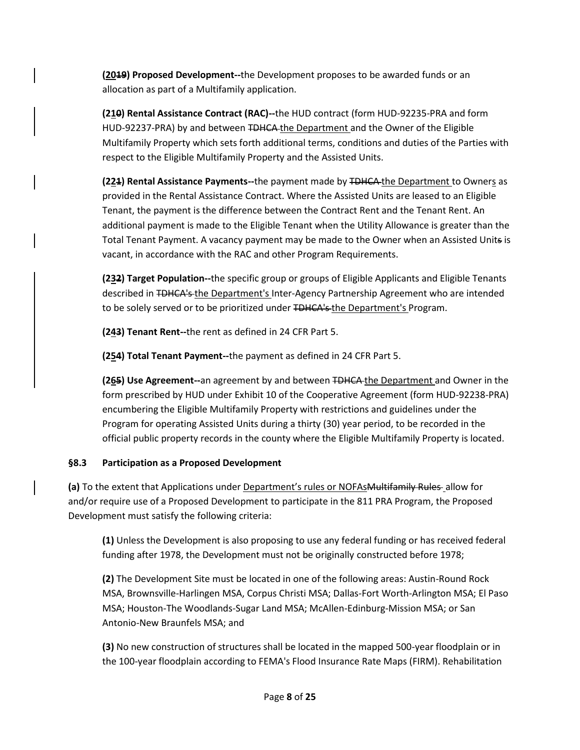**(20~~19~~) Proposed Development--**the Development proposes to be awarded funds or an allocation as part of a Multifamily application.

**(21~~0~~) Rental Assistance Contract (RAC)--**the HUD contract (form HUD-92235-PRA and form HUD-92237-PRA) by and between ~~TDHCA~~ the Department and the Owner of the Eligible Multifamily Property which sets forth additional terms, conditions and duties of the Parties with respect to the Eligible Multifamily Property and the Assisted Units.

**(22~~1~~) Rental Assistance Payments--**the payment made by ~~TDHCA~~ the Department to Owners as provided in the Rental Assistance Contract. Where the Assisted Units are leased to an Eligible Tenant, the payment is the difference between the Contract Rent and the Tenant Rent. An additional payment is made to the Eligible Tenant when the Utility Allowance is greater than the Total Tenant Payment. A vacancy payment may be made to the Owner when an Assisted Unit~~s~~ is vacant, in accordance with the RAC and other Program Requirements.

**(23~~2~~) Target Population--**the specific group or groups of Eligible Applicants and Eligible Tenants described in ~~TDHCA's~~ the Department's Inter-Agency Partnership Agreement who are intended to be solely served or to be prioritized under ~~TDHCA's~~ the Department's Program.

**(24~~3~~) Tenant Rent--**the rent as defined in 24 CFR Part 5.

**(25~~4~~) Total Tenant Payment--**the payment as defined in 24 CFR Part 5.

**(26~~5~~) Use Agreement--**an agreement by and between ~~TDHCA~~ the Department and Owner in the form prescribed by HUD under Exhibit 10 of the Cooperative Agreement (form HUD-92238-PRA) encumbering the Eligible Multifamily Property with restrictions and guidelines under the Program for operating Assisted Units during a thirty (30) year period, to be recorded in the official public property records in the county where the Eligible Multifamily Property is located.

### §8.3 Participation as a Proposed Development

**(a)** To the extent that Applications under Department's rules or NOFAs~~Multifamily Rules~~ allow for and/or require use of a Proposed Development to participate in the 811 PRA Program, the Proposed Development must satisfy the following criteria:

**(1)** Unless the Development is also proposing to use any federal funding or has received federal funding after 1978, the Development must not be originally constructed before 1978;

**(2)** The Development Site must be located in one of the following areas: Austin-Round Rock MSA, Brownsville-Harlingen MSA, Corpus Christi MSA; Dallas-Fort Worth-Arlington MSA; El Paso MSA; Houston-The Woodlands-Sugar Land MSA; McAllen-Edinburg-Mission MSA; or San Antonio-New Braunfels MSA; and

**(3)** No new construction of structures shall be located in the mapped 500-year floodplain or in the 100-year floodplain according to FEMA's Flood Insurance Rate Maps (FIRM). Rehabilitation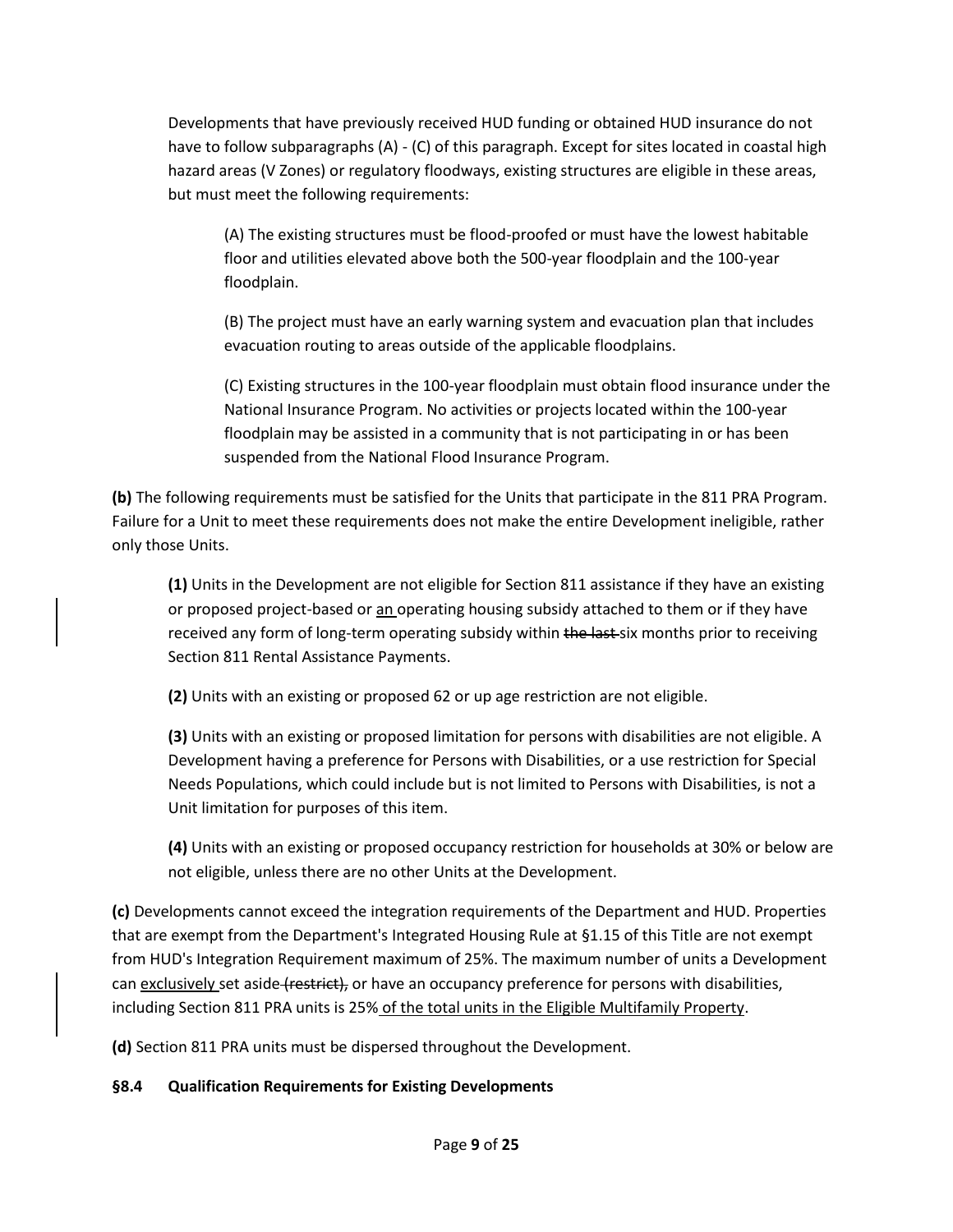Developments that have previously received HUD funding or obtained HUD insurance do not have to follow subparagraphs (A) - (C) of this paragraph. Except for sites located in coastal high hazard areas (V Zones) or regulatory floodways, existing structures are eligible in these areas, but must meet the following requirements:

(A) The existing structures must be flood-proofed or must have the lowest habitable floor and utilities elevated above both the 500-year floodplain and the 100-year floodplain.

(B) The project must have an early warning system and evacuation plan that includes evacuation routing to areas outside of the applicable floodplains.

(C) Existing structures in the 100-year floodplain must obtain flood insurance under the National Insurance Program. No activities or projects located within the 100-year floodplain may be assisted in a community that is not participating in or has been suspended from the National Flood Insurance Program.

**(b)** The following requirements must be satisfied for the Units that participate in the 811 PRA Program. Failure for a Unit to meet these requirements does not make the entire Development ineligible, rather only those Units.

**(1)** Units in the Development are not eligible for Section 811 assistance if they have an existing or proposed project-based or <u>an</u> operating housing subsidy attached to them or if they have received any form of long-term operating subsidy within ~~the last~~ six months prior to receiving Section 811 Rental Assistance Payments.

**(2)** Units with an existing or proposed 62 or up age restriction are not eligible.

**(3)** Units with an existing or proposed limitation for persons with disabilities are not eligible. A Development having a preference for Persons with Disabilities, or a use restriction for Special Needs Populations, which could include but is not limited to Persons with Disabilities, is not a Unit limitation for purposes of this item.

**(4)** Units with an existing or proposed occupancy restriction for households at 30% or below are not eligible, unless there are no other Units at the Development.

**(c)** Developments cannot exceed the integration requirements of the Department and HUD. Properties that are exempt from the Department's Integrated Housing Rule at §1.15 of this Title are not exempt from HUD's Integration Requirement maximum of 25%. The maximum number of units a Development can <u>exclusively</u> set aside ~~(restrict),~~ or have an occupancy preference for persons with disabilities, including Section 811 PRA units is 25%<u> of the total units in the Eligible Multifamily Property</u>.

**(d)** Section 811 PRA units must be dispersed throughout the Development.

### §8.4 Qualification Requirements for Existing Developments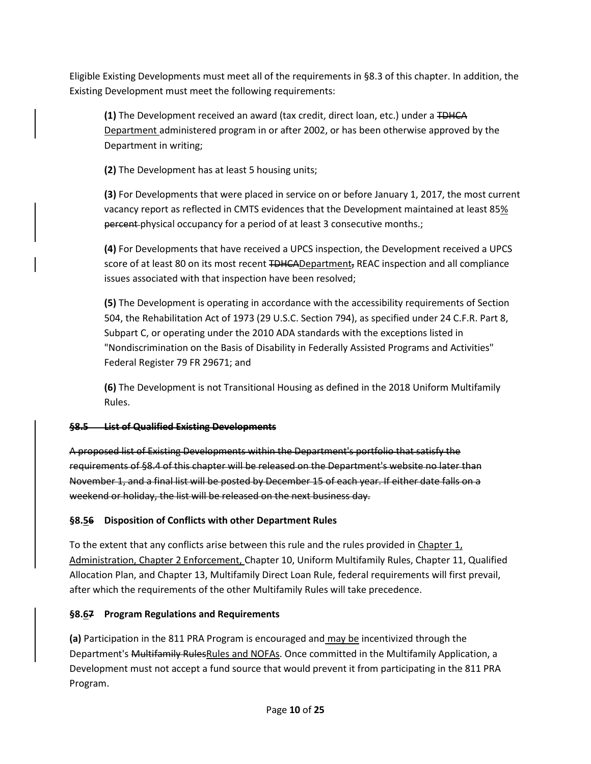Eligible Existing Developments must meet all of the requirements in §8.3 of this chapter. In addition, the Existing Development must meet the following requirements:

**(1)** The Development received an award (tax credit, direct loan, etc.) under a ~~TDHCA~~ <u>Department</u> administered program in or after 2002, or has been otherwise approved by the Department in writing;

**(2)** The Development has at least 5 housing units;

**(3)** For Developments that were placed in service on or before January 1, 2017, the most current vacancy report as reflected in CMTS evidences that the Development maintained at least 85<u>%</u> ~~percent~~ physical occupancy for a period of at least 3 consecutive months.;

**(4)** For Developments that have received a UPCS inspection, the Development received a UPCS score of at least 80 on its most recent ~~TDHCA~~<u>Department</u>~~,~~ REAC inspection and all compliance issues associated with that inspection have been resolved;

**(5)** The Development is operating in accordance with the accessibility requirements of Section 504, the Rehabilitation Act of 1973 (29 U.S.C. Section 794), as specified under 24 C.F.R. Part 8, Subpart C, or operating under the 2010 ADA standards with the exceptions listed in "Nondiscrimination on the Basis of Disability in Federally Assisted Programs and Activities" Federal Register 79 FR 29671; and

**(6)** The Development is not Transitional Housing as defined in the 2018 Uniform Multifamily Rules.

### ~~§8.5 List of Qualified Existing Developments~~

~~A proposed list of Existing Developments within the Department's portfolio that satisfy the requirements of §8.4 of this chapter will be released on the Department's website no later than November 1, and a final list will be posted by December 15 of each year. If either date falls on a weekend or holiday, the list will be released on the next business day.~~

### §8.<u>5</u>~~6~~ Disposition of Conflicts with other Department Rules

To the extent that any conflicts arise between this rule and the rules provided in <u>Chapter 1, Administration, Chapter 2 Enforcement,</u> Chapter 10, Uniform Multifamily Rules, Chapter 11, Qualified Allocation Plan, and Chapter 13, Multifamily Direct Loan Rule, federal requirements will first prevail, after which the requirements of the other Multifamily Rules will take precedence.

### §8.<u>6</u>~~7~~ Program Regulations and Requirements

**(a)** Participation in the 811 PRA Program is encouraged and <u>may be</u> incentivized through the Department's ~~Multifamily Rules~~<u>Rules and NOFAs</u>. Once committed in the Multifamily Application, a Development must not accept a fund source that would prevent it from participating in the 811 PRA Program.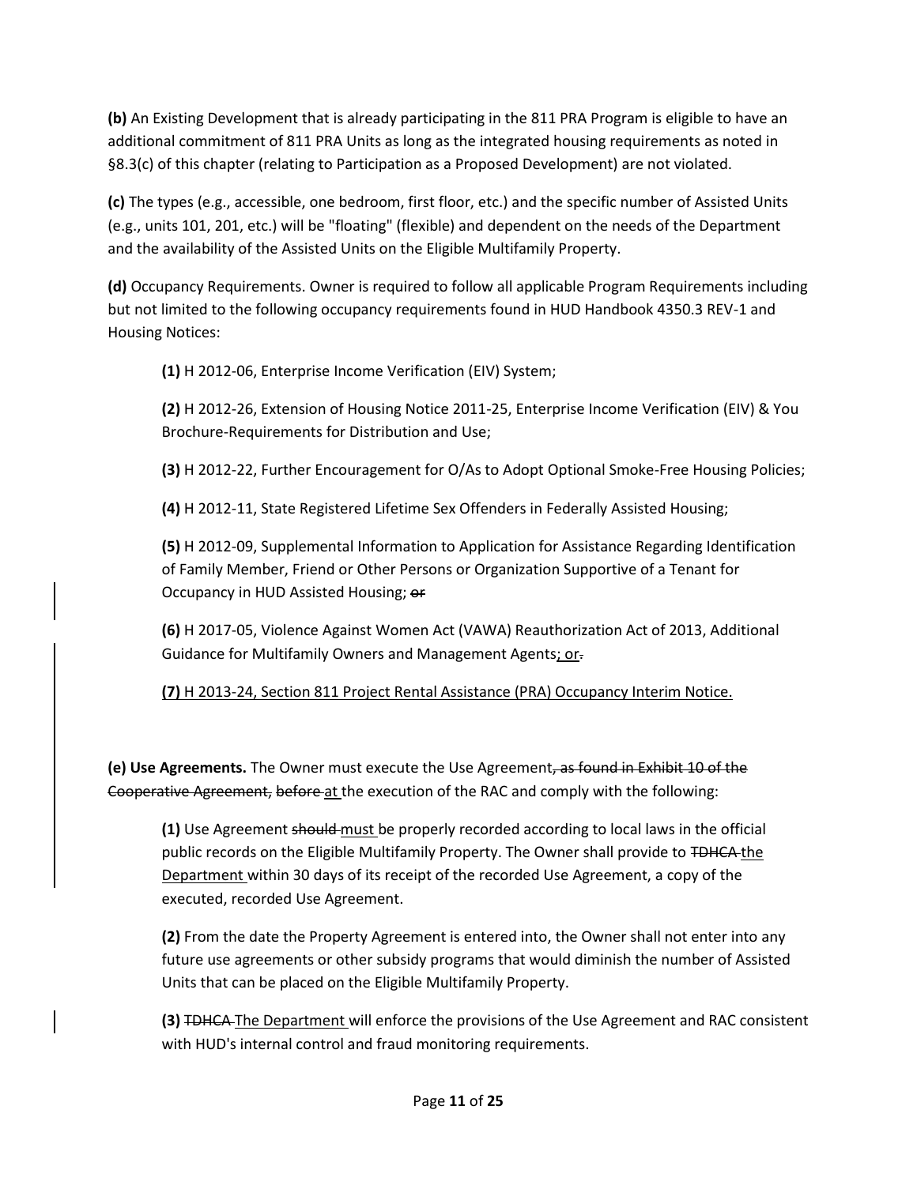**(b)** An Existing Development that is already participating in the 811 PRA Program is eligible to have an additional commitment of 811 PRA Units as long as the integrated housing requirements as noted in §8.3(c) of this chapter (relating to Participation as a Proposed Development) are not violated.

**(c)** The types (e.g., accessible, one bedroom, first floor, etc.) and the specific number of Assisted Units (e.g., units 101, 201, etc.) will be "floating" (flexible) and dependent on the needs of the Department and the availability of the Assisted Units on the Eligible Multifamily Property.

**(d)** Occupancy Requirements. Owner is required to follow all applicable Program Requirements including but not limited to the following occupancy requirements found in HUD Handbook 4350.3 REV-1 and Housing Notices:

> **(1)** H 2012-06, Enterprise Income Verification (EIV) System;
>
> **(2)** H 2012-26, Extension of Housing Notice 2011-25, Enterprise Income Verification (EIV) & You Brochure-Requirements for Distribution and Use;
>
> **(3)** H 2012-22, Further Encouragement for O/As to Adopt Optional Smoke-Free Housing Policies;
>
> **(4)** H 2012-11, State Registered Lifetime Sex Offenders in Federally Assisted Housing;
>
> **(5)** H 2012-09, Supplemental Information to Application for Assistance Regarding Identification of Family Member, Friend or Other Persons or Organization Supportive of a Tenant for Occupancy in HUD Assisted Housing; ~~or~~
>
> **(6)** H 2017-05, Violence Against Women Act (VAWA) Reauthorization Act of 2013, Additional Guidance for Multifamily Owners and Management Agents<u>; or</u>~~.~~
>
> <u>**(7)** H 2013-24, Section 811 Project Rental Assistance (PRA) Occupancy Interim Notice.</u>

**(e) Use Agreements.** The Owner must execute the Use Agreement~~, as found in Exhibit 10 of the Cooperative Agreement,~~ ~~before~~ <u>at</u> the execution of the RAC and comply with the following:

> **(1)** Use Agreement ~~should~~ <u>must</u> be properly recorded according to local laws in the official public records on the Eligible Multifamily Property. The Owner shall provide to ~~TDHCA~~ <u>the Department</u> within 30 days of its receipt of the recorded Use Agreement, a copy of the executed, recorded Use Agreement.
>
> **(2)** From the date the Property Agreement is entered into, the Owner shall not enter into any future use agreements or other subsidy programs that would diminish the number of Assisted Units that can be placed on the Eligible Multifamily Property.
>
> **(3)** ~~TDHCA~~ <u>The Department</u> will enforce the provisions of the Use Agreement and RAC consistent with HUD's internal control and fraud monitoring requirements.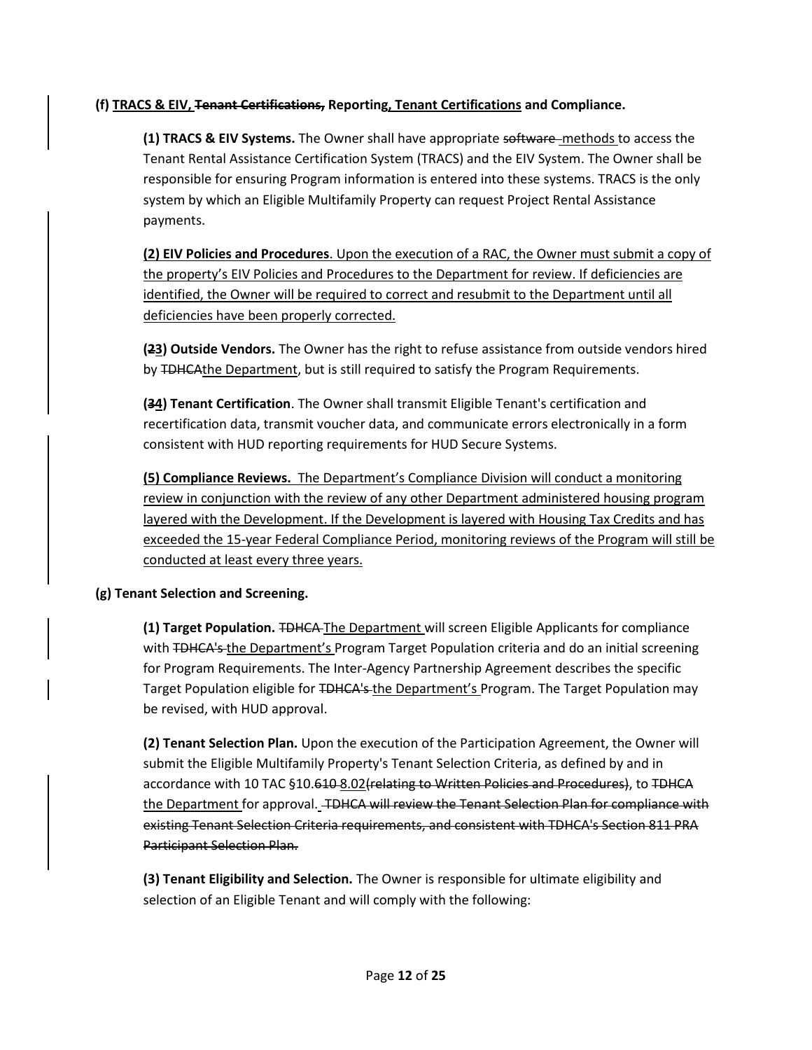**(f) TRACS & EIV, ~~Tenant Certifications,~~ Reporting, Tenant Certifications and Compliance.**

**(1) TRACS & EIV Systems.** The Owner shall have appropriate ~~software~~ methods to access the Tenant Rental Assistance Certification System (TRACS) and the EIV System. The Owner shall be responsible for ensuring Program information is entered into these systems. TRACS is the only system by which an Eligible Multifamily Property can request Project Rental Assistance payments.

**(2) EIV Policies and Procedures**. Upon the execution of a RAC, the Owner must submit a copy of the property's EIV Policies and Procedures to the Department for review. If deficiencies are identified, the Owner will be required to correct and resubmit to the Department until all deficiencies have been properly corrected.

**(~~2~~3) Outside Vendors.** The Owner has the right to refuse assistance from outside vendors hired by ~~TDHCA~~the Department, but is still required to satisfy the Program Requirements.

**(~~3~~4) Tenant Certification**. The Owner shall transmit Eligible Tenant's certification and recertification data, transmit voucher data, and communicate errors electronically in a form consistent with HUD reporting requirements for HUD Secure Systems.

**(5) Compliance Reviews.** The Department's Compliance Division will conduct a monitoring review in conjunction with the review of any other Department administered housing program layered with the Development. If the Development is layered with Housing Tax Credits and has exceeded the 15-year Federal Compliance Period, monitoring reviews of the Program will still be conducted at least every three years.

**(g) Tenant Selection and Screening.**

**(1) Target Population.** ~~TDHCA~~ The Department will screen Eligible Applicants for compliance with ~~TDHCA's~~ the Department's Program Target Population criteria and do an initial screening for Program Requirements. The Inter-Agency Partnership Agreement describes the specific Target Population eligible for ~~TDHCA's~~ the Department's Program. The Target Population may be revised, with HUD approval.

**(2) Tenant Selection Plan.** Upon the execution of the Participation Agreement, the Owner will submit the Eligible Multifamily Property's Tenant Selection Criteria, as defined by and in accordance with 10 TAC §10.~~610~~ 8.02~~(relating to Written Policies and Procedures)~~, to ~~TDHCA~~ the Department for approval. ~~TDHCA will review the Tenant Selection Plan for compliance with existing Tenant Selection Criteria requirements, and consistent with TDHCA's Section 811 PRA Participant Selection Plan.~~

**(3) Tenant Eligibility and Selection.** The Owner is responsible for ultimate eligibility and selection of an Eligible Tenant and will comply with the following: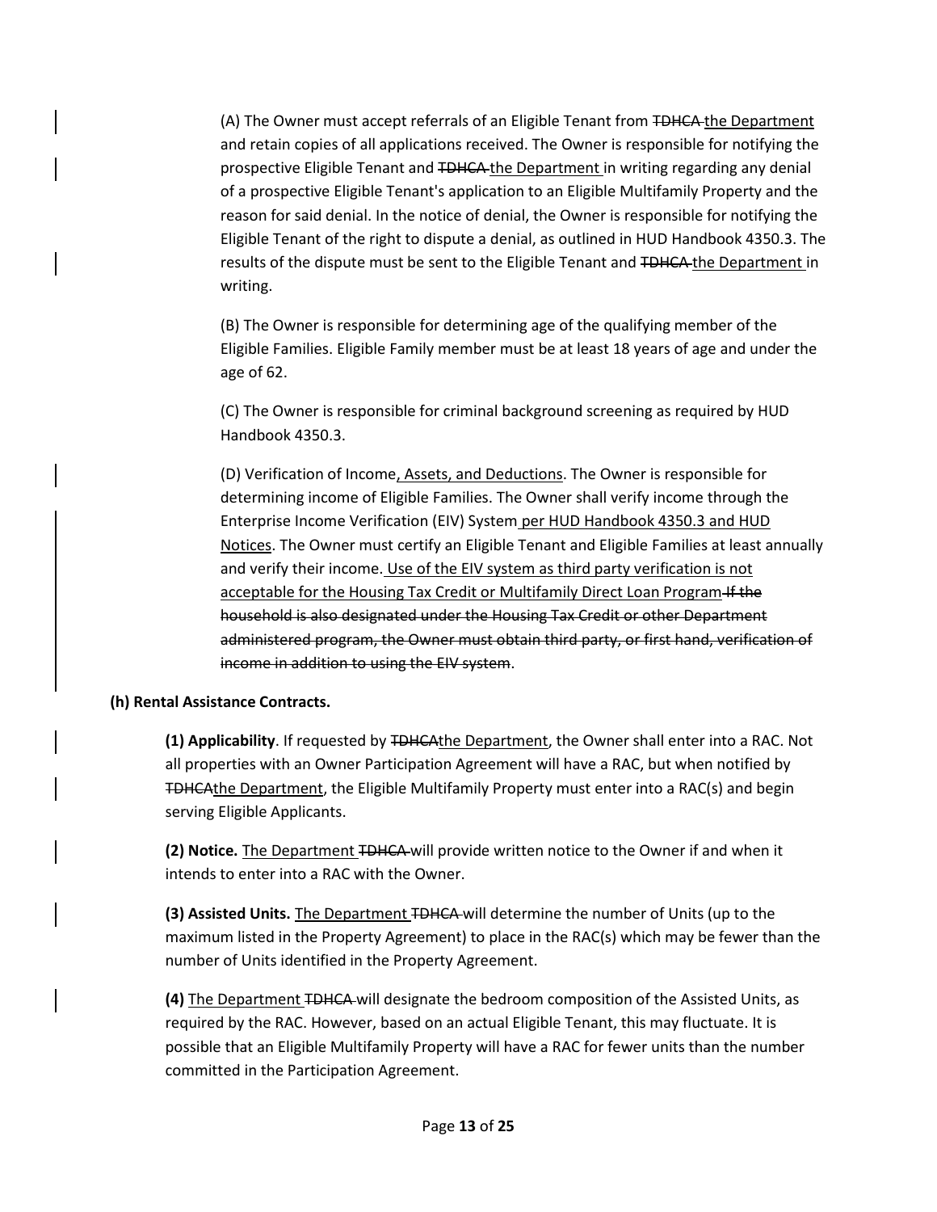(A) The Owner must accept referrals of an Eligible Tenant from ~~TDHCA~~ the Department and retain copies of all applications received. The Owner is responsible for notifying the prospective Eligible Tenant and ~~TDHCA~~ the Department in writing regarding any denial of a prospective Eligible Tenant's application to an Eligible Multifamily Property and the reason for said denial. In the notice of denial, the Owner is responsible for notifying the Eligible Tenant of the right to dispute a denial, as outlined in HUD Handbook 4350.3. The results of the dispute must be sent to the Eligible Tenant and ~~TDHCA~~ the Department in writing.

(B) The Owner is responsible for determining age of the qualifying member of the Eligible Families. Eligible Family member must be at least 18 years of age and under the age of 62.

(C) The Owner is responsible for criminal background screening as required by HUD Handbook 4350.3.

(D) Verification of Income, Assets, and Deductions. The Owner is responsible for determining income of Eligible Families. The Owner shall verify income through the Enterprise Income Verification (EIV) System per HUD Handbook 4350.3 and HUD Notices. The Owner must certify an Eligible Tenant and Eligible Families at least annually and verify their income. Use of the EIV system as third party verification is not acceptable for the Housing Tax Credit or Multifamily Direct Loan Program ~~If the household is also designated under the Housing Tax Credit or other Department administered program, the Owner must obtain third party, or first hand, verification of income in addition to using the EIV system~~.

**(h) Rental Assistance Contracts.**

**(1) Applicability**. If requested by ~~TDHCA~~the Department, the Owner shall enter into a RAC. Not all properties with an Owner Participation Agreement will have a RAC, but when notified by ~~TDHCA~~the Department, the Eligible Multifamily Property must enter into a RAC(s) and begin serving Eligible Applicants.

**(2) Notice.** The Department ~~TDHCA~~ will provide written notice to the Owner if and when it intends to enter into a RAC with the Owner.

**(3) Assisted Units.** The Department ~~TDHCA~~ will determine the number of Units (up to the maximum listed in the Property Agreement) to place in the RAC(s) which may be fewer than the number of Units identified in the Property Agreement.

**(4)** The Department ~~TDHCA~~ will designate the bedroom composition of the Assisted Units, as required by the RAC. However, based on an actual Eligible Tenant, this may fluctuate. It is possible that an Eligible Multifamily Property will have a RAC for fewer units than the number committed in the Participation Agreement.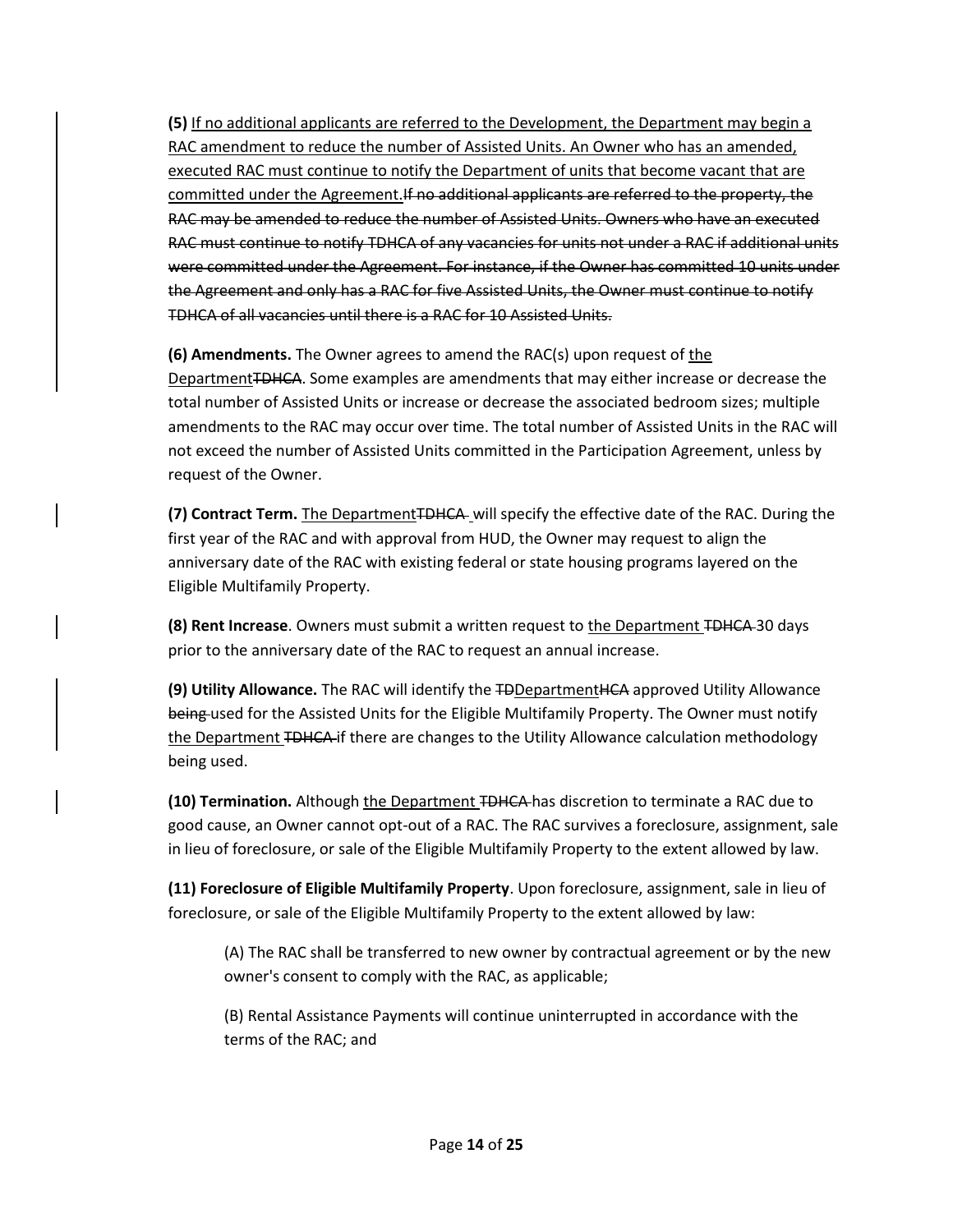**(5)** If no additional applicants are referred to the Development, the Department may begin a RAC amendment to reduce the number of Assisted Units. An Owner who has an amended, executed RAC must continue to notify the Department of units that become vacant that are committed under the Agreement.~~If no additional applicants are referred to the property, the RAC may be amended to reduce the number of Assisted Units. Owners who have an executed RAC must continue to notify TDHCA of any vacancies for units not under a RAC if additional units were committed under the Agreement. For instance, if the Owner has committed 10 units under the Agreement and only has a RAC for five Assisted Units, the Owner must continue to notify TDHCA of all vacancies until there is a RAC for 10 Assisted Units.~~

**(6) Amendments.** The Owner agrees to amend the RAC(s) upon request of the Department~~TDHCA~~. Some examples are amendments that may either increase or decrease the total number of Assisted Units or increase or decrease the associated bedroom sizes; multiple amendments to the RAC may occur over time. The total number of Assisted Units in the RAC will not exceed the number of Assisted Units committed in the Participation Agreement, unless by request of the Owner.

**(7) Contract Term.** The Department~~TDHCA~~ will specify the effective date of the RAC. During the first year of the RAC and with approval from HUD, the Owner may request to align the anniversary date of the RAC with existing federal or state housing programs layered on the Eligible Multifamily Property.

**(8) Rent Increase**. Owners must submit a written request to the Department ~~TDHCA~~ 30 days prior to the anniversary date of the RAC to request an annual increase.

**(9) Utility Allowance.** The RAC will identify the ~~TD~~Department~~HCA~~ approved Utility Allowance ~~being~~ used for the Assisted Units for the Eligible Multifamily Property. The Owner must notify the Department ~~TDHCA~~ if there are changes to the Utility Allowance calculation methodology being used.

**(10) Termination.** Although the Department ~~TDHCA~~ has discretion to terminate a RAC due to good cause, an Owner cannot opt-out of a RAC. The RAC survives a foreclosure, assignment, sale in lieu of foreclosure, or sale of the Eligible Multifamily Property to the extent allowed by law.

**(11) Foreclosure of Eligible Multifamily Property**. Upon foreclosure, assignment, sale in lieu of foreclosure, or sale of the Eligible Multifamily Property to the extent allowed by law:

(A) The RAC shall be transferred to new owner by contractual agreement or by the new owner's consent to comply with the RAC, as applicable;

(B) Rental Assistance Payments will continue uninterrupted in accordance with the terms of the RAC; and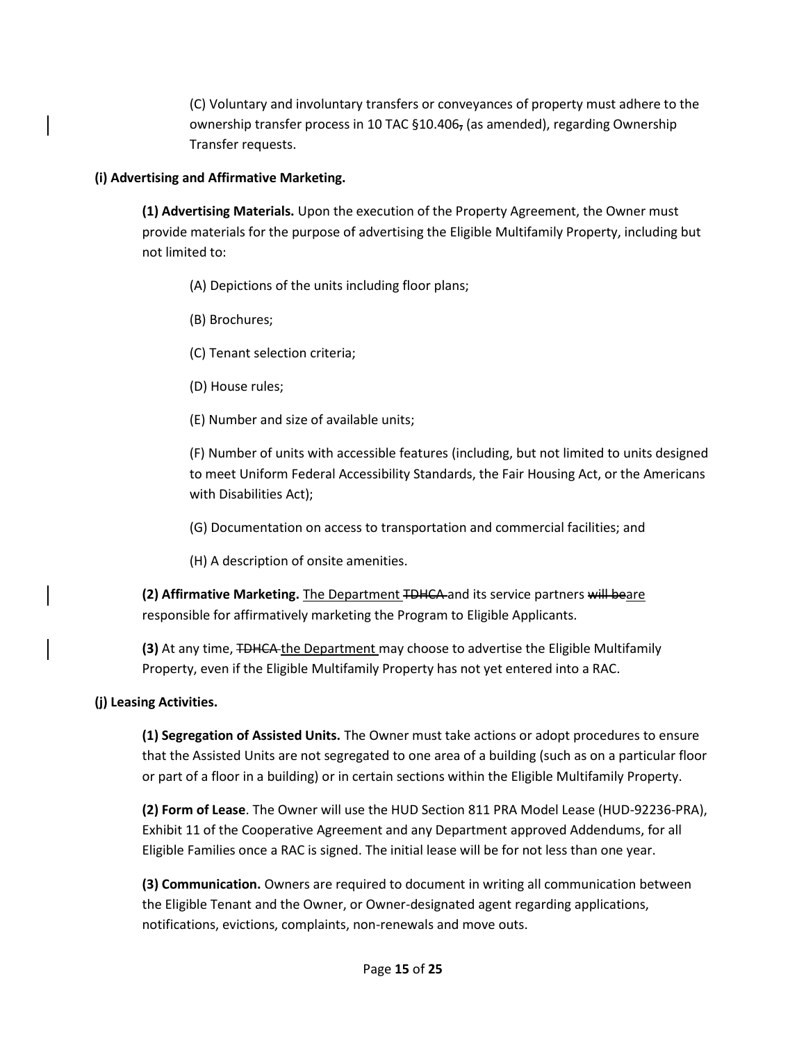(C) Voluntary and involuntary transfers or conveyances of property must adhere to the ownership transfer process in 10 TAC §10.406~~,~~ (as amended), regarding Ownership Transfer requests.

**(i) Advertising and Affirmative Marketing.**

**(1) Advertising Materials.** Upon the execution of the Property Agreement, the Owner must provide materials for the purpose of advertising the Eligible Multifamily Property, including but not limited to:

(A) Depictions of the units including floor plans;

(B) Brochures;

(C) Tenant selection criteria;

(D) House rules;

(E) Number and size of available units;

(F) Number of units with accessible features (including, but not limited to units designed to meet Uniform Federal Accessibility Standards, the Fair Housing Act, or the Americans with Disabilities Act);

(G) Documentation on access to transportation and commercial facilities; and

(H) A description of onsite amenities.

**(2) Affirmative Marketing.** The Department ~~TDHCA~~ and its service partners ~~will be~~are responsible for affirmatively marketing the Program to Eligible Applicants.

**(3)** At any time, ~~TDHCA~~ the Department may choose to advertise the Eligible Multifamily Property, even if the Eligible Multifamily Property has not yet entered into a RAC.

**(j) Leasing Activities.**

**(1) Segregation of Assisted Units.** The Owner must take actions or adopt procedures to ensure that the Assisted Units are not segregated to one area of a building (such as on a particular floor or part of a floor in a building) or in certain sections within the Eligible Multifamily Property.

**(2) Form of Lease**. The Owner will use the HUD Section 811 PRA Model Lease (HUD-92236-PRA), Exhibit 11 of the Cooperative Agreement and any Department approved Addendums, for all Eligible Families once a RAC is signed. The initial lease will be for not less than one year.

**(3) Communication.** Owners are required to document in writing all communication between the Eligible Tenant and the Owner, or Owner-designated agent regarding applications, notifications, evictions, complaints, non-renewals and move outs.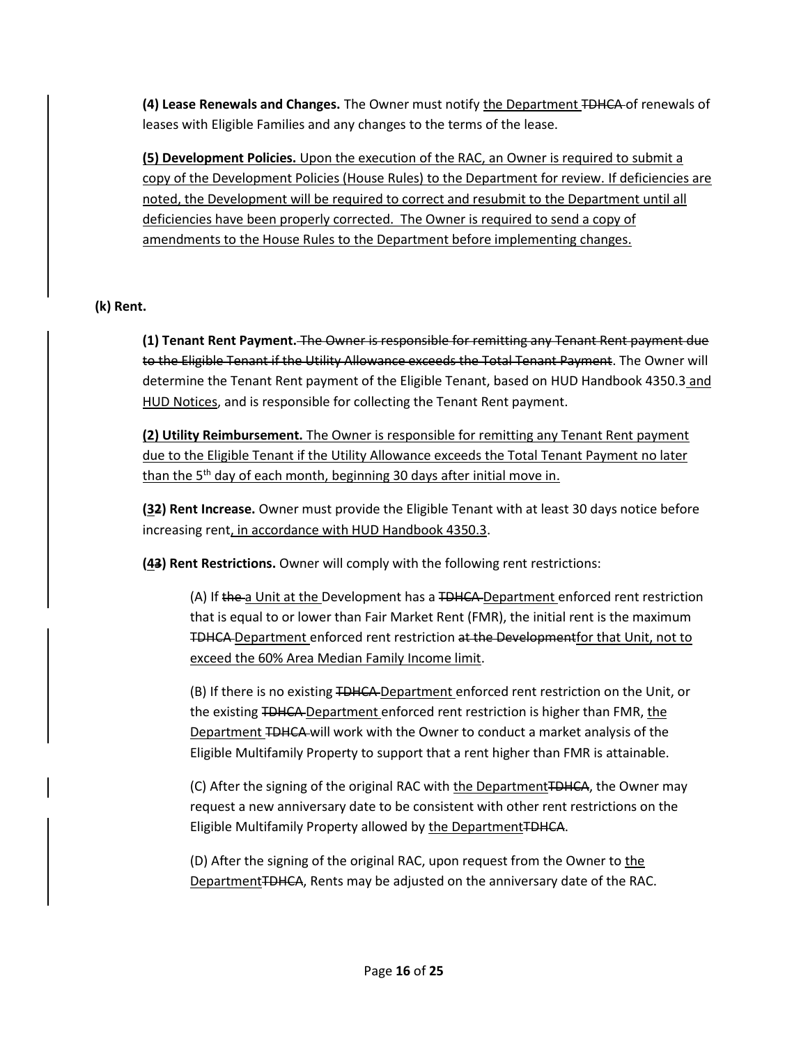**(4) Lease Renewals and Changes.** The Owner must notify the Department ~~TDHCA~~ of renewals of leases with Eligible Families and any changes to the terms of the lease.

**(5) Development Policies.** Upon the execution of the RAC, an Owner is required to submit a copy of the Development Policies (House Rules) to the Department for review. If deficiencies are noted, the Development will be required to correct and resubmit to the Department until all deficiencies have been properly corrected. The Owner is required to send a copy of amendments to the House Rules to the Department before implementing changes.

**(k) Rent.**

**(1) Tenant Rent Payment.** ~~The Owner is responsible for remitting any Tenant Rent payment due to the Eligible Tenant if the Utility Allowance exceeds the Total Tenant Payment~~. The Owner will determine the Tenant Rent payment of the Eligible Tenant, based on HUD Handbook 4350.3 and HUD Notices, and is responsible for collecting the Tenant Rent payment.

**(2) Utility Reimbursement.** The Owner is responsible for remitting any Tenant Rent payment due to the Eligible Tenant if the Utility Allowance exceeds the Total Tenant Payment no later than the 5th day of each month, beginning 30 days after initial move in.

**(3~~2~~) Rent Increase.** Owner must provide the Eligible Tenant with at least 30 days notice before increasing rent, in accordance with HUD Handbook 4350.3.

**(4~~3~~) Rent Restrictions.** Owner will comply with the following rent restrictions:

(A) If ~~the~~ a Unit at the Development has a ~~TDHCA~~ Department enforced rent restriction that is equal to or lower than Fair Market Rent (FMR), the initial rent is the maximum ~~TDHCA~~ Department enforced rent restriction ~~at the Development~~for that Unit, not to exceed the 60% Area Median Family Income limit.

(B) If there is no existing ~~TDHCA~~ Department enforced rent restriction on the Unit, or the existing ~~TDHCA~~ Department enforced rent restriction is higher than FMR, the Department ~~TDHCA~~ will work with the Owner to conduct a market analysis of the Eligible Multifamily Property to support that a rent higher than FMR is attainable.

(C) After the signing of the original RAC with the Department~~TDHCA~~, the Owner may request a new anniversary date to be consistent with other rent restrictions on the Eligible Multifamily Property allowed by the Department~~TDHCA~~.

(D) After the signing of the original RAC, upon request from the Owner to the Department~~TDHCA~~, Rents may be adjusted on the anniversary date of the RAC.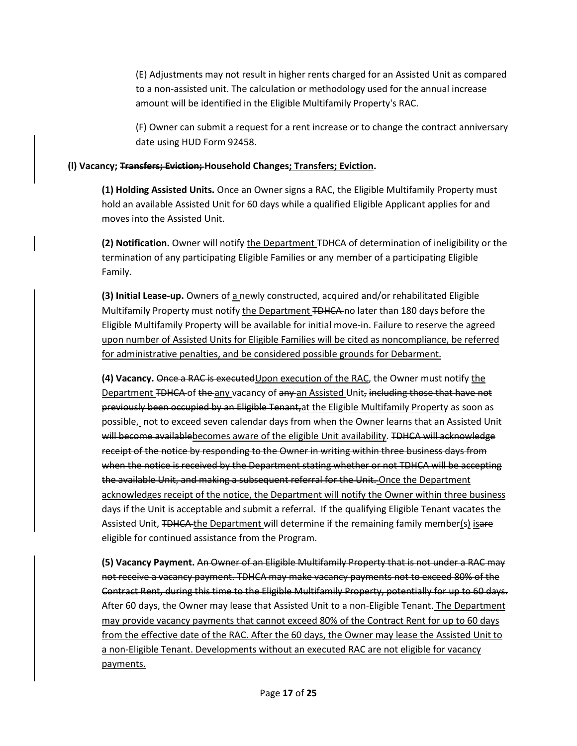(E) Adjustments may not result in higher rents charged for an Assisted Unit as compared to a non-assisted unit. The calculation or methodology used for the annual increase amount will be identified in the Eligible Multifamily Property's RAC.

(F) Owner can submit a request for a rent increase or to change the contract anniversary date using HUD Form 92458.

**(l) Vacancy; ~~Transfers; Eviction;~~ Household Changes; Transfers; Eviction.**

**(1) Holding Assisted Units.** Once an Owner signs a RAC, the Eligible Multifamily Property must hold an available Assisted Unit for 60 days while a qualified Eligible Applicant applies for and moves into the Assisted Unit.

**(2) Notification.** Owner will notify the Department ~~TDHCA~~ of determination of ineligibility or the termination of any participating Eligible Families or any member of a participating Eligible Family.

**(3) Initial Lease-up.** Owners of a newly constructed, acquired and/or rehabilitated Eligible Multifamily Property must notify the Department ~~TDHCA~~ no later than 180 days before the Eligible Multifamily Property will be available for initial move-in. Failure to reserve the agreed upon number of Assisted Units for Eligible Families will be cited as noncompliance, be referred for administrative penalties, and be considered possible grounds for Debarment.

**(4) Vacancy.** ~~Once a RAC is executed~~Upon execution of the RAC, the Owner must notify the Department ~~TDHCA~~ of ~~the~~ any vacancy of ~~any~~ an Assisted Unit~~, including those that have not previously been occupied by an Eligible Tenant,~~ at the Eligible Multifamily Property as soon as possible, not to exceed seven calendar days from when the Owner ~~learns that an Assisted Unit will become available~~becomes aware of the eligible Unit availability. ~~TDHCA will acknowledge receipt of the notice by responding to the Owner in writing within three business days from when the notice is received by the Department stating whether or not TDHCA will be accepting the available Unit, and making a subsequent referral for the Unit.~~ Once the Department acknowledges receipt of the notice, the Department will notify the Owner within three business days if the Unit is acceptable and submit a referral. If the qualifying Eligible Tenant vacates the Assisted Unit, ~~TDHCA~~ the Department will determine if the remaining family member(s) is~~are~~ eligible for continued assistance from the Program.

**(5) Vacancy Payment.** ~~An Owner of an Eligible Multifamily Property that is not under a RAC may not receive a vacancy payment. TDHCA may make vacancy payments not to exceed 80% of the Contract Rent, during this time to the Eligible Multifamily Property, potentially for up to 60 days. After 60 days, the Owner may lease that Assisted Unit to a non-Eligible Tenant.~~ The Department may provide vacancy payments that cannot exceed 80% of the Contract Rent for up to 60 days from the effective date of the RAC. After the 60 days, the Owner may lease the Assisted Unit to a non-Eligible Tenant. Developments without an executed RAC are not eligible for vacancy payments.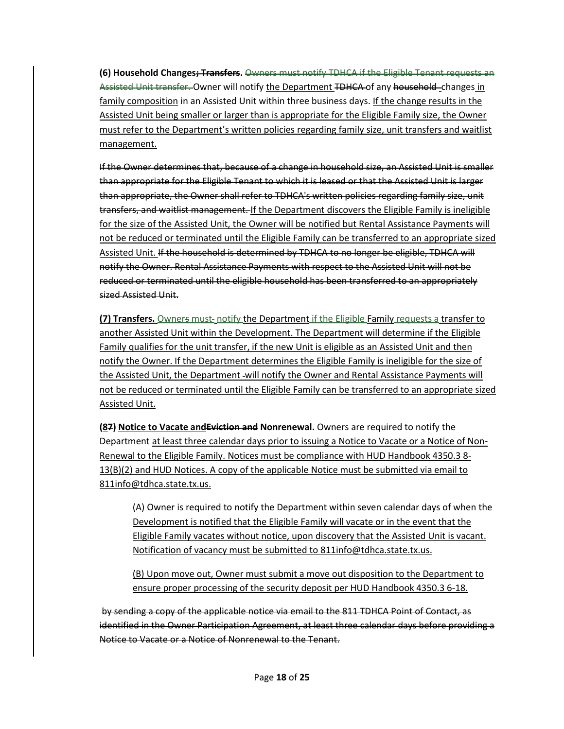**(6) Household Changes; Transfers.** Owners must notify TDHCA if the Eligible Tenant requests an Assisted Unit transfer. Owner will notify the Department TDHCA of any household changes in family composition in an Assisted Unit within three business days. If the change results in the Assisted Unit being smaller or larger than is appropriate for the Eligible Family size, the Owner must refer to the Department's written policies regarding family size, unit transfers and waitlist management.

If the Owner determines that, because of a change in household size, an Assisted Unit is smaller than appropriate for the Eligible Tenant to which it is leased or that the Assisted Unit is larger than appropriate, the Owner shall refer to TDHCA's written policies regarding family size, unit transfers, and waitlist management. If the Department discovers the Eligible Family is ineligible for the size of the Assisted Unit, the Owner will be notified but Rental Assistance Payments will not be reduced or terminated until the Eligible Family can be transferred to an appropriate sized Assisted Unit. If the household is determined by TDHCA to no longer be eligible, TDHCA will notify the Owner. Rental Assistance Payments with respect to the Assisted Unit will not be reduced or terminated until the eligible household has been transferred to an appropriately sized Assisted Unit.

**(7) Transfers.** Owners must notify the Department if the Eligible Family requests a transfer to another Assisted Unit within the Development. The Department will determine if the Eligible Family qualifies for the unit transfer, if the new Unit is eligible as an Assisted Unit and then notify the Owner. If the Department determines the Eligible Family is ineligible for the size of the Assisted Unit, the Department will notify the Owner and Rental Assistance Payments will not be reduced or terminated until the Eligible Family can be transferred to an appropriate sized Assisted Unit.

**(87) Notice to Vacate andEviction and Nonrenewal.** Owners are required to notify the Department at least three calendar days prior to issuing a Notice to Vacate or a Notice of Non-Renewal to the Eligible Family. Notices must be compliance with HUD Handbook 4350.3 8-13(B)(2) and HUD Notices. A copy of the applicable Notice must be submitted via email to 811info@tdhca.state.tx.us.

> (A) Owner is required to notify the Department within seven calendar days of when the Development is notified that the Eligible Family will vacate or in the event that the Eligible Family vacates without notice, upon discovery that the Assisted Unit is vacant. Notification of vacancy must be submitted to 811info@tdhca.state.tx.us.
>
> (B) Upon move out, Owner must submit a move out disposition to the Department to ensure proper processing of the security deposit per HUD Handbook 4350.3 6-18.

by sending a copy of the applicable notice via email to the 811 TDHCA Point of Contact, as identified in the Owner Participation Agreement, at least three calendar days before providing a Notice to Vacate or a Notice of Nonrenewal to the Tenant.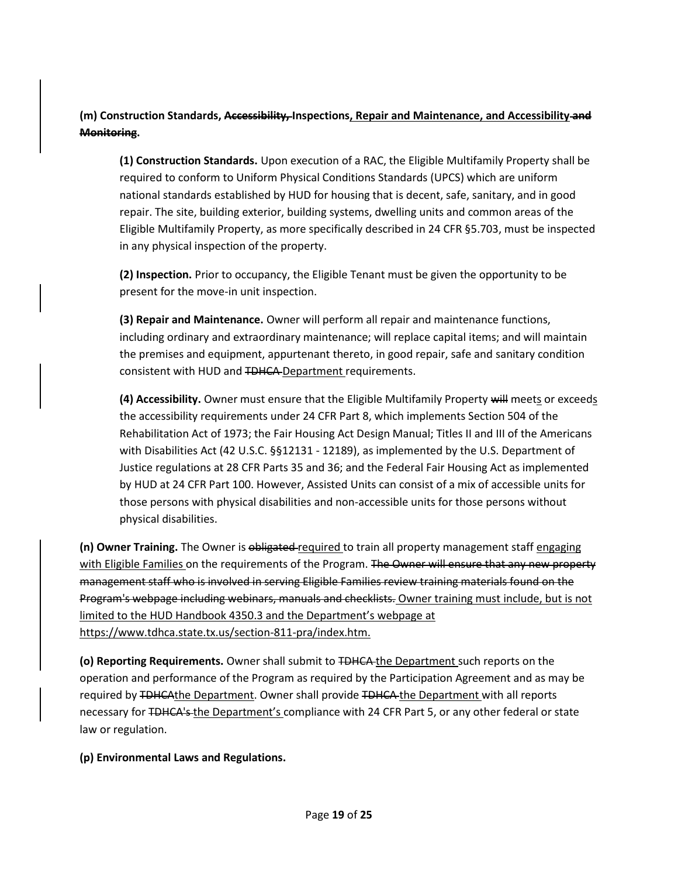**(m) Construction Standards, ~~Accessibility,~~ Inspections<u>, Repair and Maintenance, and Accessibility</u> ~~and Monitoring~~.**

**(1) Construction Standards.** Upon execution of a RAC, the Eligible Multifamily Property shall be required to conform to Uniform Physical Conditions Standards (UPCS) which are uniform national standards established by HUD for housing that is decent, safe, sanitary, and in good repair. The site, building exterior, building systems, dwelling units and common areas of the Eligible Multifamily Property, as more specifically described in 24 CFR §5.703, must be inspected in any physical inspection of the property.

**(2) Inspection.** Prior to occupancy, the Eligible Tenant must be given the opportunity to be present for the move-in unit inspection.

**(3) Repair and Maintenance.** Owner will perform all repair and maintenance functions, including ordinary and extraordinary maintenance; will replace capital items; and will maintain the premises and equipment, appurtenant thereto, in good repair, safe and sanitary condition consistent with HUD and ~~TDHCA~~ <u>Department</u> requirements.

**(4) Accessibility.** Owner must ensure that the Eligible Multifamily Property ~~will~~ meet<u>s</u> or exceed<u>s</u> the accessibility requirements under 24 CFR Part 8, which implements Section 504 of the Rehabilitation Act of 1973; the Fair Housing Act Design Manual; Titles II and III of the Americans with Disabilities Act (42 U.S.C. §§12131 - 12189), as implemented by the U.S. Department of Justice regulations at 28 CFR Parts 35 and 36; and the Federal Fair Housing Act as implemented by HUD at 24 CFR Part 100. However, Assisted Units can consist of a mix of accessible units for those persons with physical disabilities and non-accessible units for those persons without physical disabilities.

**(n) Owner Training.** The Owner is ~~obligated~~ <u>required</u> to train all property management staff <u>engaging with Eligible Families</u> on the requirements of the Program. ~~The Owner will ensure that any new property management staff who is involved in serving Eligible Families review training materials found on the Program's webpage including webinars, manuals and checklists.~~ <u>Owner training must include, but is not limited to the HUD Handbook 4350.3 and the Department's webpage at https://www.tdhca.state.tx.us/section-811-pra/index.htm.</u>

**(o) Reporting Requirements.** Owner shall submit to ~~TDHCA~~ <u>the Department</u> such reports on the operation and performance of the Program as required by the Participation Agreement and as may be required by ~~TDHCA~~<u>the Department</u>. Owner shall provide ~~TDHCA~~ <u>the Department</u> with all reports necessary for ~~TDHCA's~~ <u>the Department's</u> compliance with 24 CFR Part 5, or any other federal or state law or regulation.

**(p) Environmental Laws and Regulations.**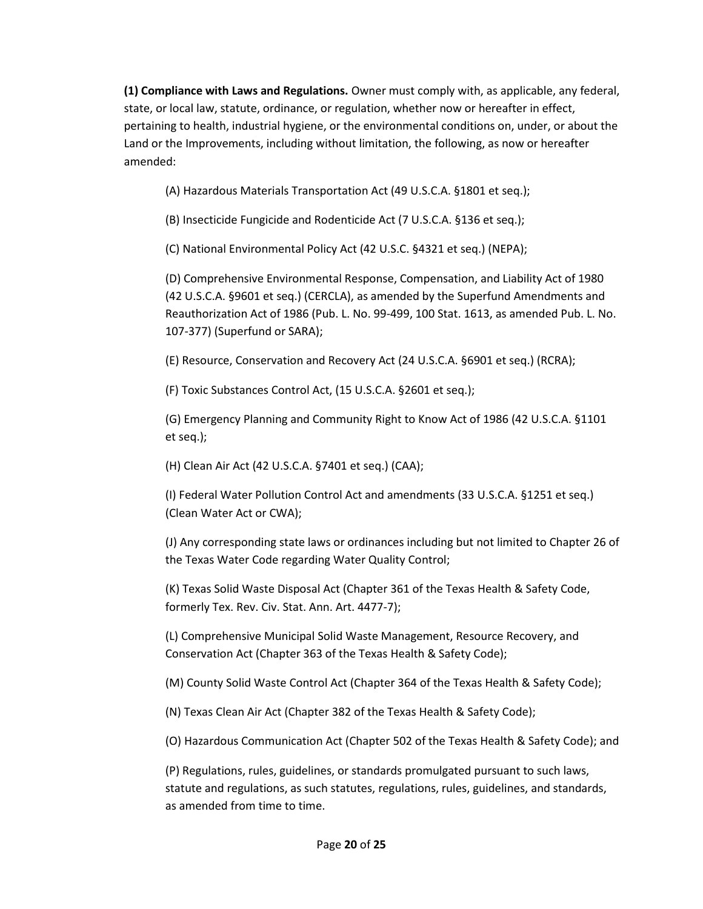**(1) Compliance with Laws and Regulations.** Owner must comply with, as applicable, any federal, state, or local law, statute, ordinance, or regulation, whether now or hereafter in effect, pertaining to health, industrial hygiene, or the environmental conditions on, under, or about the Land or the Improvements, including without limitation, the following, as now or hereafter amended:

(A) Hazardous Materials Transportation Act (49 U.S.C.A. §1801 et seq.);

(B) Insecticide Fungicide and Rodenticide Act (7 U.S.C.A. §136 et seq.);

(C) National Environmental Policy Act (42 U.S.C. §4321 et seq.) (NEPA);

(D) Comprehensive Environmental Response, Compensation, and Liability Act of 1980 (42 U.S.C.A. §9601 et seq.) (CERCLA), as amended by the Superfund Amendments and Reauthorization Act of 1986 (Pub. L. No. 99-499, 100 Stat. 1613, as amended Pub. L. No. 107-377) (Superfund or SARA);

(E) Resource, Conservation and Recovery Act (24 U.S.C.A. §6901 et seq.) (RCRA);

(F) Toxic Substances Control Act, (15 U.S.C.A. §2601 et seq.);

(G) Emergency Planning and Community Right to Know Act of 1986 (42 U.S.C.A. §1101 et seq.);

(H) Clean Air Act (42 U.S.C.A. §7401 et seq.) (CAA);

(I) Federal Water Pollution Control Act and amendments (33 U.S.C.A. §1251 et seq.) (Clean Water Act or CWA);

(J) Any corresponding state laws or ordinances including but not limited to Chapter 26 of the Texas Water Code regarding Water Quality Control;

(K) Texas Solid Waste Disposal Act (Chapter 361 of the Texas Health & Safety Code, formerly Tex. Rev. Civ. Stat. Ann. Art. 4477-7);

(L) Comprehensive Municipal Solid Waste Management, Resource Recovery, and Conservation Act (Chapter 363 of the Texas Health & Safety Code);

(M) County Solid Waste Control Act (Chapter 364 of the Texas Health & Safety Code);

(N) Texas Clean Air Act (Chapter 382 of the Texas Health & Safety Code);

(O) Hazardous Communication Act (Chapter 502 of the Texas Health & Safety Code); and

(P) Regulations, rules, guidelines, or standards promulgated pursuant to such laws, statute and regulations, as such statutes, regulations, rules, guidelines, and standards, as amended from time to time.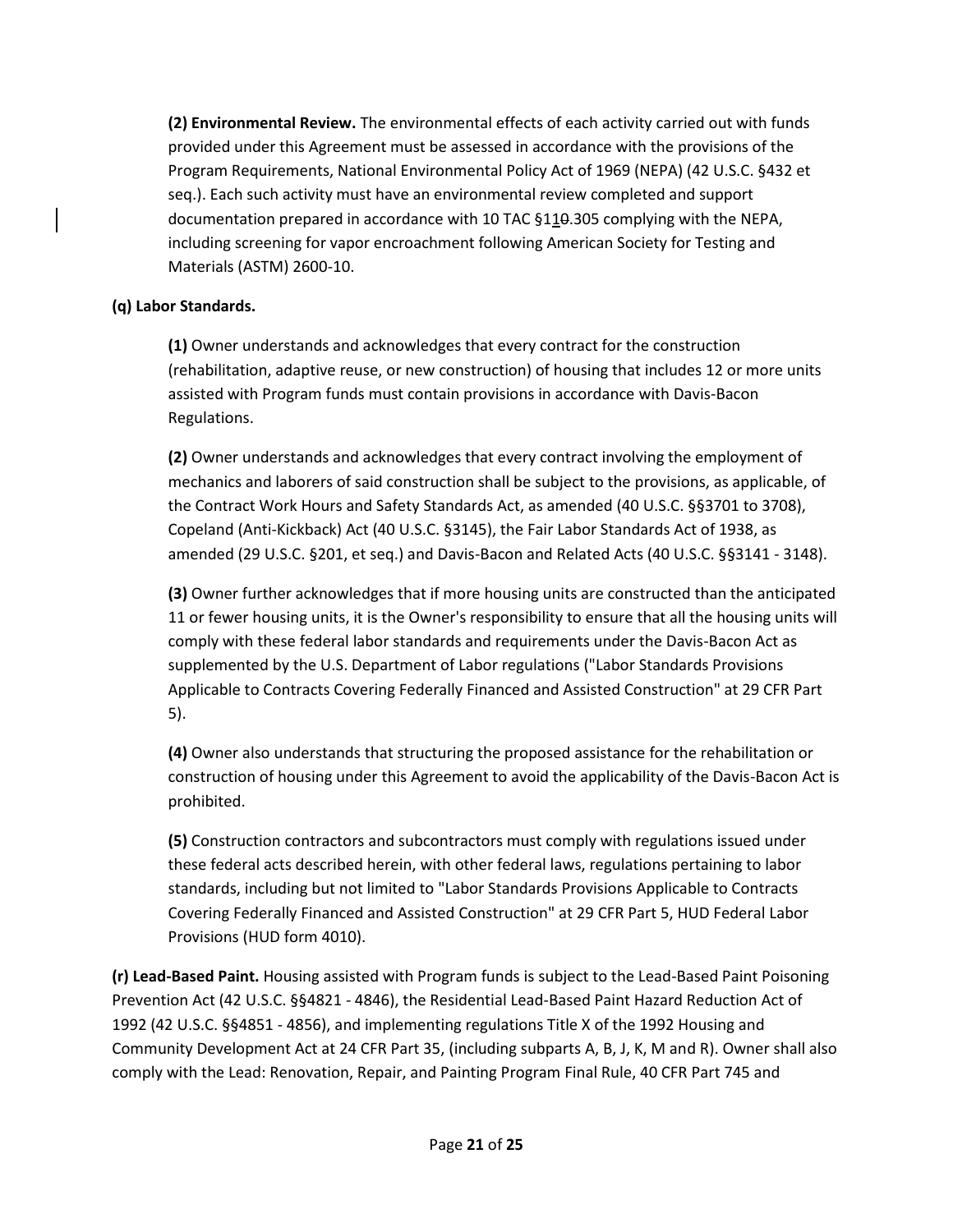**(2) Environmental Review.** The environmental effects of each activity carried out with funds provided under this Agreement must be assessed in accordance with the provisions of the Program Requirements, National Environmental Policy Act of 1969 (NEPA) (42 U.S.C. §432 et seq.). Each such activity must have an environmental review completed and support documentation prepared in accordance with 10 TAC §110.305 complying with the NEPA, including screening for vapor encroachment following American Society for Testing and Materials (ASTM) 2600-10.

**(q) Labor Standards.**

**(1)** Owner understands and acknowledges that every contract for the construction (rehabilitation, adaptive reuse, or new construction) of housing that includes 12 or more units assisted with Program funds must contain provisions in accordance with Davis-Bacon Regulations.

**(2)** Owner understands and acknowledges that every contract involving the employment of mechanics and laborers of said construction shall be subject to the provisions, as applicable, of the Contract Work Hours and Safety Standards Act, as amended (40 U.S.C. §§3701 to 3708), Copeland (Anti-Kickback) Act (40 U.S.C. §3145), the Fair Labor Standards Act of 1938, as amended (29 U.S.C. §201, et seq.) and Davis-Bacon and Related Acts (40 U.S.C. §§3141 - 3148).

**(3)** Owner further acknowledges that if more housing units are constructed than the anticipated 11 or fewer housing units, it is the Owner's responsibility to ensure that all the housing units will comply with these federal labor standards and requirements under the Davis-Bacon Act as supplemented by the U.S. Department of Labor regulations ("Labor Standards Provisions Applicable to Contracts Covering Federally Financed and Assisted Construction" at 29 CFR Part 5).

**(4)** Owner also understands that structuring the proposed assistance for the rehabilitation or construction of housing under this Agreement to avoid the applicability of the Davis-Bacon Act is prohibited.

**(5)** Construction contractors and subcontractors must comply with regulations issued under these federal acts described herein, with other federal laws, regulations pertaining to labor standards, including but not limited to "Labor Standards Provisions Applicable to Contracts Covering Federally Financed and Assisted Construction" at 29 CFR Part 5, HUD Federal Labor Provisions (HUD form 4010).

**(r) Lead-Based Paint.** Housing assisted with Program funds is subject to the Lead-Based Paint Poisoning Prevention Act (42 U.S.C. §§4821 - 4846), the Residential Lead-Based Paint Hazard Reduction Act of 1992 (42 U.S.C. §§4851 - 4856), and implementing regulations Title X of the 1992 Housing and Community Development Act at 24 CFR Part 35, (including subparts A, B, J, K, M and R). Owner shall also comply with the Lead: Renovation, Repair, and Painting Program Final Rule, 40 CFR Part 745 and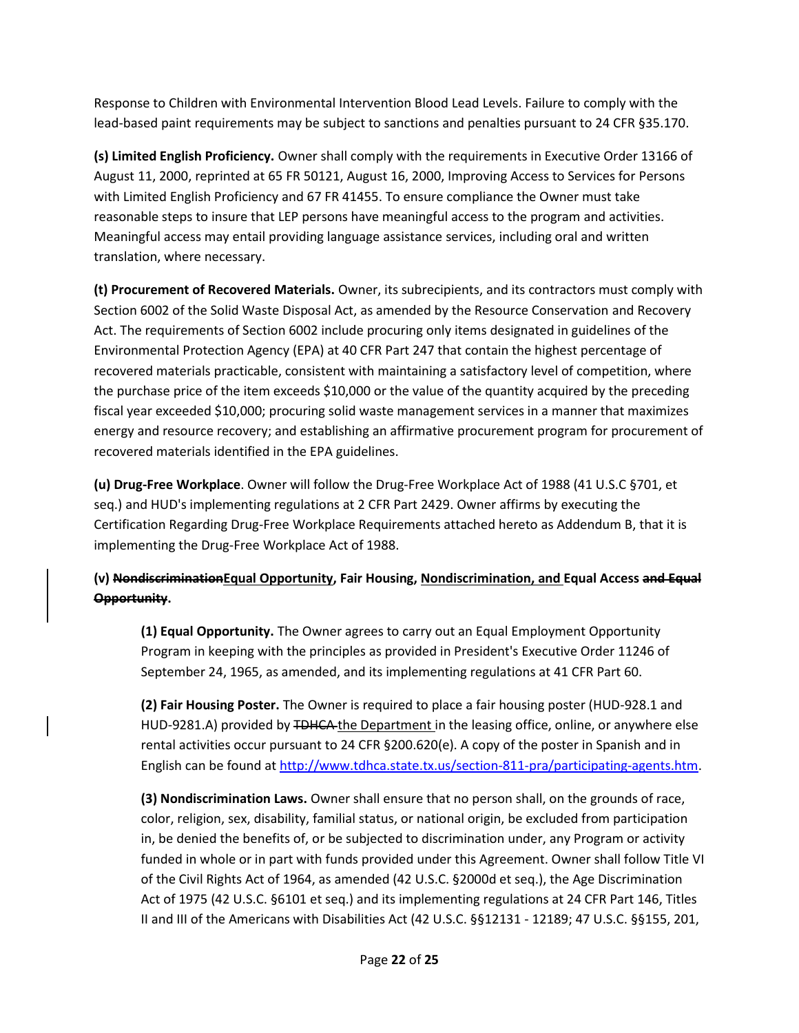Response to Children with Environmental Intervention Blood Lead Levels. Failure to comply with the lead-based paint requirements may be subject to sanctions and penalties pursuant to 24 CFR §35.170.

**(s) Limited English Proficiency.** Owner shall comply with the requirements in Executive Order 13166 of August 11, 2000, reprinted at 65 FR 50121, August 16, 2000, Improving Access to Services for Persons with Limited English Proficiency and 67 FR 41455. To ensure compliance the Owner must take reasonable steps to insure that LEP persons have meaningful access to the program and activities. Meaningful access may entail providing language assistance services, including oral and written translation, where necessary.

**(t) Procurement of Recovered Materials.** Owner, its subrecipients, and its contractors must comply with Section 6002 of the Solid Waste Disposal Act, as amended by the Resource Conservation and Recovery Act. The requirements of Section 6002 include procuring only items designated in guidelines of the Environmental Protection Agency (EPA) at 40 CFR Part 247 that contain the highest percentage of recovered materials practicable, consistent with maintaining a satisfactory level of competition, where the purchase price of the item exceeds $10,000 or the value of the quantity acquired by the preceding fiscal year exceeded $10,000; procuring solid waste management services in a manner that maximizes energy and resource recovery; and establishing an affirmative procurement program for procurement of recovered materials identified in the EPA guidelines.

**(u) Drug-Free Workplace**. Owner will follow the Drug-Free Workplace Act of 1988 (41 U.S.C §701, et seq.) and HUD's implementing regulations at 2 CFR Part 2429. Owner affirms by executing the Certification Regarding Drug-Free Workplace Requirements attached hereto as Addendum B, that it is implementing the Drug-Free Workplace Act of 1988.

**(v) ~~Nondiscrimination~~Equal Opportunity, Fair Housing, Nondiscrimination, and Equal Access ~~and Equal Opportunity~~.**

**(1) Equal Opportunity.** The Owner agrees to carry out an Equal Employment Opportunity Program in keeping with the principles as provided in President's Executive Order 11246 of September 24, 1965, as amended, and its implementing regulations at 41 CFR Part 60.

**(2) Fair Housing Poster.** The Owner is required to place a fair housing poster (HUD-928.1 and HUD-9281.A) provided by ~~TDHCA~~ the Department in the leasing office, online, or anywhere else rental activities occur pursuant to 24 CFR §200.620(e). A copy of the poster in Spanish and in English can be found at http://www.tdhca.state.tx.us/section-811-pra/participating-agents.htm.

**(3) Nondiscrimination Laws.** Owner shall ensure that no person shall, on the grounds of race, color, religion, sex, disability, familial status, or national origin, be excluded from participation in, be denied the benefits of, or be subjected to discrimination under, any Program or activity funded in whole or in part with funds provided under this Agreement. Owner shall follow Title VI of the Civil Rights Act of 1964, as amended (42 U.S.C. §2000d et seq.), the Age Discrimination Act of 1975 (42 U.S.C. §6101 et seq.) and its implementing regulations at 24 CFR Part 146, Titles II and III of the Americans with Disabilities Act (42 U.S.C. §§12131 - 12189; 47 U.S.C. §§155, 201,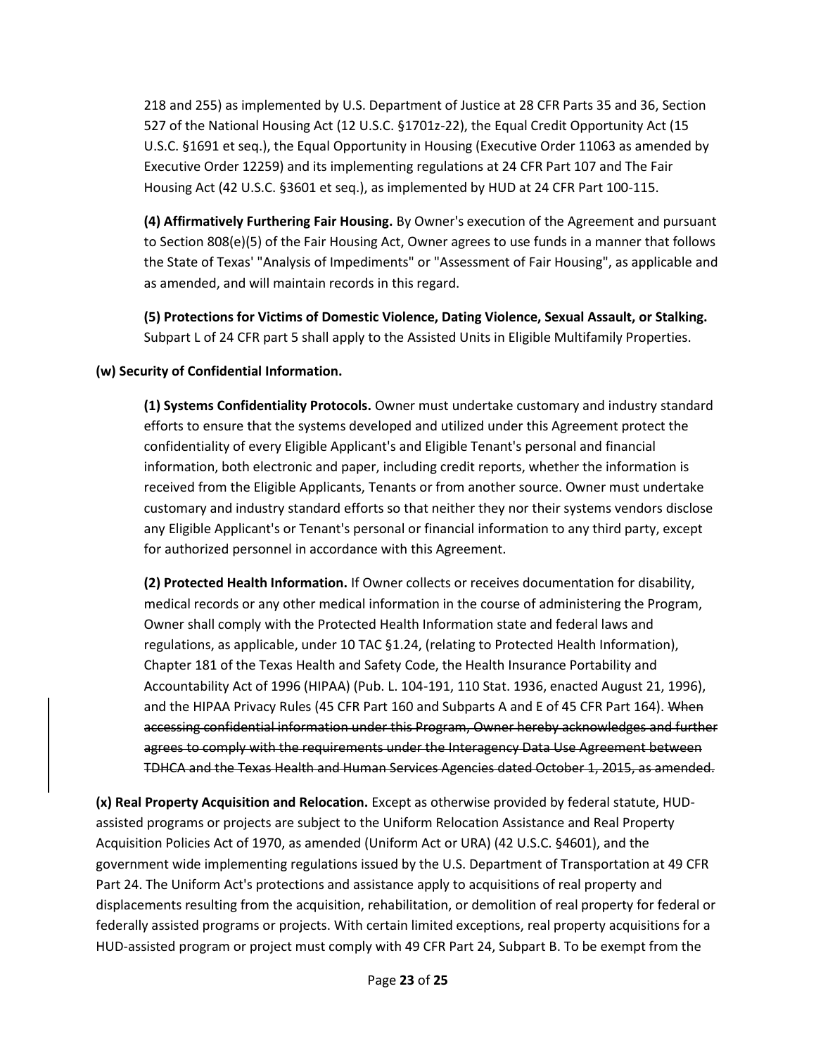218 and 255) as implemented by U.S. Department of Justice at 28 CFR Parts 35 and 36, Section 527 of the National Housing Act (12 U.S.C. §1701z-22), the Equal Credit Opportunity Act (15 U.S.C. §1691 et seq.), the Equal Opportunity in Housing (Executive Order 11063 as amended by Executive Order 12259) and its implementing regulations at 24 CFR Part 107 and The Fair Housing Act (42 U.S.C. §3601 et seq.), as implemented by HUD at 24 CFR Part 100-115.

**(4) Affirmatively Furthering Fair Housing.** By Owner's execution of the Agreement and pursuant to Section 808(e)(5) of the Fair Housing Act, Owner agrees to use funds in a manner that follows the State of Texas' "Analysis of Impediments" or "Assessment of Fair Housing", as applicable and as amended, and will maintain records in this regard.

**(5) Protections for Victims of Domestic Violence, Dating Violence, Sexual Assault, or Stalking.** Subpart L of 24 CFR part 5 shall apply to the Assisted Units in Eligible Multifamily Properties.

**(w) Security of Confidential Information.**

**(1) Systems Confidentiality Protocols.** Owner must undertake customary and industry standard efforts to ensure that the systems developed and utilized under this Agreement protect the confidentiality of every Eligible Applicant's and Eligible Tenant's personal and financial information, both electronic and paper, including credit reports, whether the information is received from the Eligible Applicants, Tenants or from another source. Owner must undertake customary and industry standard efforts so that neither they nor their systems vendors disclose any Eligible Applicant's or Tenant's personal or financial information to any third party, except for authorized personnel in accordance with this Agreement.

**(2) Protected Health Information.** If Owner collects or receives documentation for disability, medical records or any other medical information in the course of administering the Program, Owner shall comply with the Protected Health Information state and federal laws and regulations, as applicable, under 10 TAC §1.24, (relating to Protected Health Information), Chapter 181 of the Texas Health and Safety Code, the Health Insurance Portability and Accountability Act of 1996 (HIPAA) (Pub. L. 104-191, 110 Stat. 1936, enacted August 21, 1996), and the HIPAA Privacy Rules (45 CFR Part 160 and Subparts A and E of 45 CFR Part 164). ~~When accessing confidential information under this Program, Owner hereby acknowledges and further agrees to comply with the requirements under the Interagency Data Use Agreement between TDHCA and the Texas Health and Human Services Agencies dated October 1, 2015, as amended.~~

**(x) Real Property Acquisition and Relocation.** Except as otherwise provided by federal statute, HUD-assisted programs or projects are subject to the Uniform Relocation Assistance and Real Property Acquisition Policies Act of 1970, as amended (Uniform Act or URA) (42 U.S.C. §4601), and the government wide implementing regulations issued by the U.S. Department of Transportation at 49 CFR Part 24. The Uniform Act's protections and assistance apply to acquisitions of real property and displacements resulting from the acquisition, rehabilitation, or demolition of real property for federal or federally assisted programs or projects. With certain limited exceptions, real property acquisitions for a HUD-assisted program or project must comply with 49 CFR Part 24, Subpart B. To be exempt from the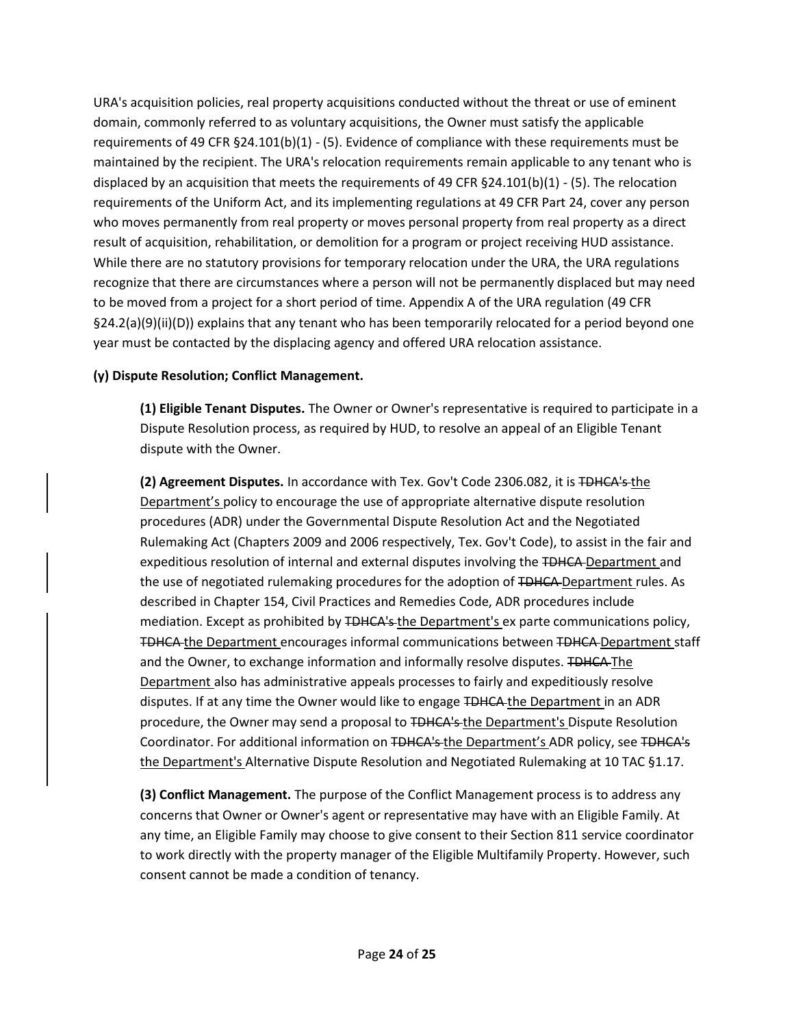URA's acquisition policies, real property acquisitions conducted without the threat or use of eminent domain, commonly referred to as voluntary acquisitions, the Owner must satisfy the applicable requirements of 49 CFR §24.101(b)(1) - (5). Evidence of compliance with these requirements must be maintained by the recipient. The URA's relocation requirements remain applicable to any tenant who is displaced by an acquisition that meets the requirements of 49 CFR §24.101(b)(1) - (5). The relocation requirements of the Uniform Act, and its implementing regulations at 49 CFR Part 24, cover any person who moves permanently from real property or moves personal property from real property as a direct result of acquisition, rehabilitation, or demolition for a program or project receiving HUD assistance. While there are no statutory provisions for temporary relocation under the URA, the URA regulations recognize that there are circumstances where a person will not be permanently displaced but may need to be moved from a project for a short period of time. Appendix A of the URA regulation (49 CFR §24.2(a)(9)(ii)(D)) explains that any tenant who has been temporarily relocated for a period beyond one year must be contacted by the displacing agency and offered URA relocation assistance.

**(y) Dispute Resolution; Conflict Management.**

**(1) Eligible Tenant Disputes.** The Owner or Owner's representative is required to participate in a Dispute Resolution process, as required by HUD, to resolve an appeal of an Eligible Tenant dispute with the Owner.

**(2) Agreement Disputes.** In accordance with Tex. Gov't Code 2306.082, it is ~~TDHCA's~~ the Department's policy to encourage the use of appropriate alternative dispute resolution procedures (ADR) under the Governmental Dispute Resolution Act and the Negotiated Rulemaking Act (Chapters 2009 and 2006 respectively, Tex. Gov't Code), to assist in the fair and expeditious resolution of internal and external disputes involving the ~~TDHCA~~ Department and the use of negotiated rulemaking procedures for the adoption of ~~TDHCA~~ Department rules. As described in Chapter 154, Civil Practices and Remedies Code, ADR procedures include mediation. Except as prohibited by ~~TDHCA's~~ the Department's ex parte communications policy, ~~TDHCA~~ the Department encourages informal communications between ~~TDHCA~~ Department staff and the Owner, to exchange information and informally resolve disputes. ~~TDHCA~~ The Department also has administrative appeals processes to fairly and expeditiously resolve disputes. If at any time the Owner would like to engage ~~TDHCA~~ the Department in an ADR procedure, the Owner may send a proposal to ~~TDHCA's~~ the Department's Dispute Resolution Coordinator. For additional information on ~~TDHCA's~~ the Department's ADR policy, see ~~TDHCA's~~ the Department's Alternative Dispute Resolution and Negotiated Rulemaking at 10 TAC §1.17.

**(3) Conflict Management.** The purpose of the Conflict Management process is to address any concerns that Owner or Owner's agent or representative may have with an Eligible Family. At any time, an Eligible Family may choose to give consent to their Section 811 service coordinator to work directly with the property manager of the Eligible Multifamily Property. However, such consent cannot be made a condition of tenancy.